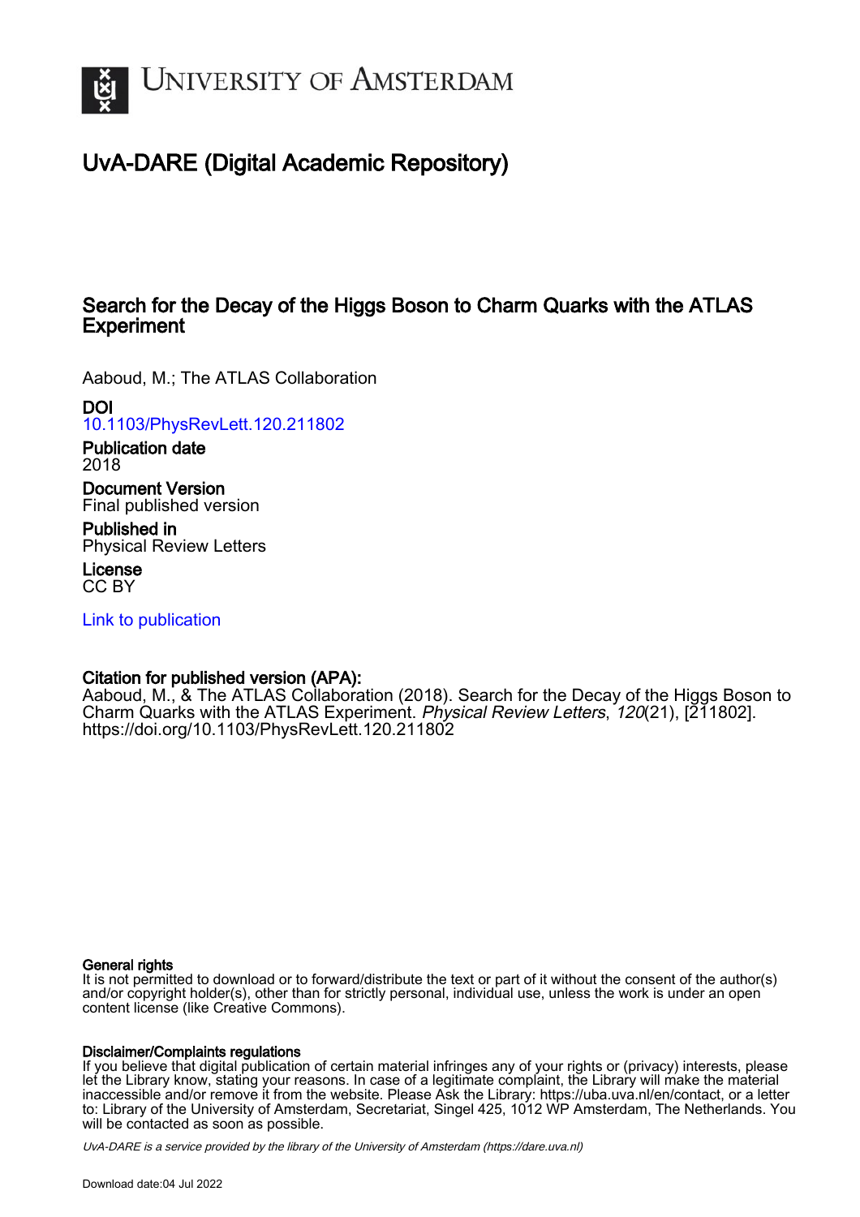# University of Amsterdam

## UvA-DARE (Digital Academic Repository)

### Search for the Decay of the Higgs Boson to Charm Quarks with the ATLAS Experiment

Aaboud, M.; The ATLAS Collaboration

**DOI**
10.1103/PhysRevLett.120.211802

**Publication date**
2018

**Document Version**
Final published version

**Published in**
Physical Review Letters

**License**
CC BY

Link to publication

**Citation for published version (APA):**
Aaboud, M., & The ATLAS Collaboration (2018). Search for the Decay of the Higgs Boson to Charm Quarks with the ATLAS Experiment. *Physical Review Letters*, *120*(21), [211802]. https://doi.org/10.1103/PhysRevLett.120.211802

**General rights**
It is not permitted to download or to forward/distribute the text or part of it without the consent of the author(s) and/or copyright holder(s), other than for strictly personal, individual use, unless the work is under an open content license (like Creative Commons).

**Disclaimer/Complaints regulations**
If you believe that digital publication of certain material infringes any of your rights or (privacy) interests, please let the Library know, stating your reasons. In case of a legitimate complaint, the Library will make the material inaccessible and/or remove it from the website. Please Ask the Library: https://uba.uva.nl/en/contact, or a letter to: Library of the University of Amsterdam, Secretariat, Singel 425, 1012 WP Amsterdam, The Netherlands. You will be contacted as soon as possible.

*UvA-DARE is a service provided by the library of the University of Amsterdam (https://dare.uva.nl)*

Download date:04 Jul 2022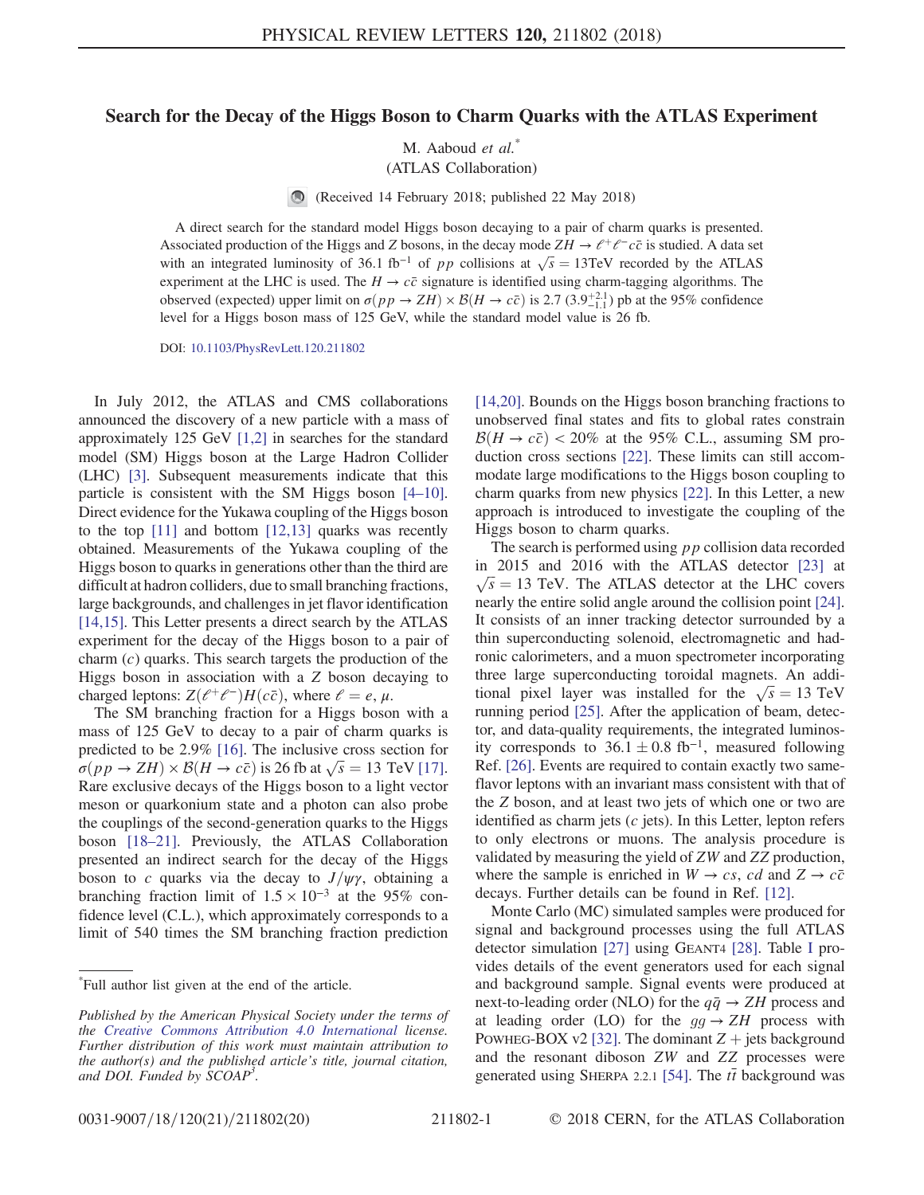# Search for the Decay of the Higgs Boson to Charm Quarks with the ATLAS Experiment

M. Aaboud *et al.*[*]

(ATLAS Collaboration)

(Received 14 February 2018; published 22 May 2018)

A direct search for the standard model Higgs boson decaying to a pair of charm quarks is presented. Associated production of the Higgs and $Z$ bosons, in the decay mode $ZH \to \ell^+\ell^- c\bar{c}$ is studied. A data set with an integrated luminosity of 36.1 fb$^{-1}$ of $pp$ collisions at $\sqrt{s} = 13$TeV recorded by the ATLAS experiment at the LHC is used. The $H \to c\bar{c}$ signature is identified using charm-tagging algorithms. The observed (expected) upper limit on $\sigma(pp \to ZH) \times \mathcal{B}(H \to c\bar{c})$ is 2.7 ($3.9^{+2.1}_{-1.1}$) pb at the 95% confidence level for a Higgs boson mass of 125 GeV, while the standard model value is 26 fb.

DOI: 10.1103/PhysRevLett.120.211802

In July 2012, the ATLAS and CMS collaborations announced the discovery of a new particle with a mass of approximately 125 GeV [1,2] in searches for the standard model (SM) Higgs boson at the Large Hadron Collider (LHC) [3]. Subsequent measurements indicate that this particle is consistent with the SM Higgs boson [4–10]. Direct evidence for the Yukawa coupling of the Higgs boson to the top [11] and bottom [12,13] quarks was recently obtained. Measurements of the Yukawa coupling of the Higgs boson to quarks in generations other than the third are difficult at hadron colliders, due to small branching fractions, large backgrounds, and challenges in jet flavor identification [14,15]. This Letter presents a direct search by the ATLAS experiment for the decay of the Higgs boson to a pair of charm ($c$) quarks. This search targets the production of the Higgs boson in association with a $Z$ boson decaying to charged leptons: $Z(\ell^+\ell^-)H(c\bar{c})$, where $\ell = e, \mu$.

The SM branching fraction for a Higgs boson with a mass of 125 GeV to decay to a pair of charm quarks is predicted to be 2.9% [16]. The inclusive cross section for $\sigma(pp \to ZH) \times \mathcal{B}(H \to c\bar{c})$ is 26 fb at $\sqrt{s} = 13$ TeV [17]. Rare exclusive decays of the Higgs boson to a light vector meson or quarkonium state and a photon can also probe the couplings of the second-generation quarks to the Higgs boson [18–21]. Previously, the ATLAS Collaboration presented an indirect search for the decay of the Higgs boson to $c$ quarks via the decay to $J/\psi\gamma$, obtaining a branching fraction limit of $1.5 \times 10^{-3}$ at the 95% confidence level (C.L.), which approximately corresponds to a limit of 540 times the SM branching fraction prediction [14,20]. Bounds on the Higgs boson branching fractions to unobserved final states and fits to global rates constrain $\mathcal{B}(H \to c\bar{c}) < 20\%$ at the 95% C.L., assuming SM production cross sections [22]. These limits can still accommodate large modifications to the Higgs boson coupling to charm quarks from new physics [22]. In this Letter, a new approach is introduced to investigate the coupling of the Higgs boson to charm quarks.

The search is performed using $pp$ collision data recorded in 2015 and 2016 with the ATLAS detector [23] at $\sqrt{s} = 13$ TeV. The ATLAS detector at the LHC covers nearly the entire solid angle around the collision point [24]. It consists of an inner tracking detector surrounded by a thin superconducting solenoid, electromagnetic and hadronic calorimeters, and a muon spectrometer incorporating three large superconducting toroidal magnets. An additional pixel layer was installed for the $\sqrt{s} = 13$ TeV running period [25]. After the application of beam, detector, and data-quality requirements, the integrated luminosity corresponds to $36.1 \pm 0.8$ fb$^{-1}$, measured following Ref. [26]. Events are required to contain exactly two same-flavor leptons with an invariant mass consistent with that of the $Z$ boson, and at least two jets of which one or two are identified as charm jets ($c$ jets). In this Letter, lepton refers to only electrons or muons. The analysis procedure is validated by measuring the yield of $ZW$ and $ZZ$ production, where the sample is enriched in $W \to cs$, $cd$ and $Z \to c\bar{c}$ decays. Further details can be found in Ref. [12].

Monte Carlo (MC) simulated samples were produced for signal and background processes using the full ATLAS detector simulation [27] using GEANT4 [28]. Table I provides details of the event generators used for each signal and background sample. Signal events were produced at next-to-leading order (NLO) for the $q\bar{q} \to ZH$ process and at leading order (LO) for the $gg \to ZH$ process with POWHEG-BOX v2 [32]. The dominant $Z$ + jets background and the resonant diboson $ZW$ and $ZZ$ processes were generated using SHERPA 2.2.1 [54]. The $t\bar{t}$ background was

[*]Full author list given at the end of the article.

*Published by the American Physical Society under the terms of the Creative Commons Attribution 4.0 International license. Further distribution of this work must maintain attribution to the author(s) and the published article's title, journal citation, and DOI. Funded by SCOAP[3].*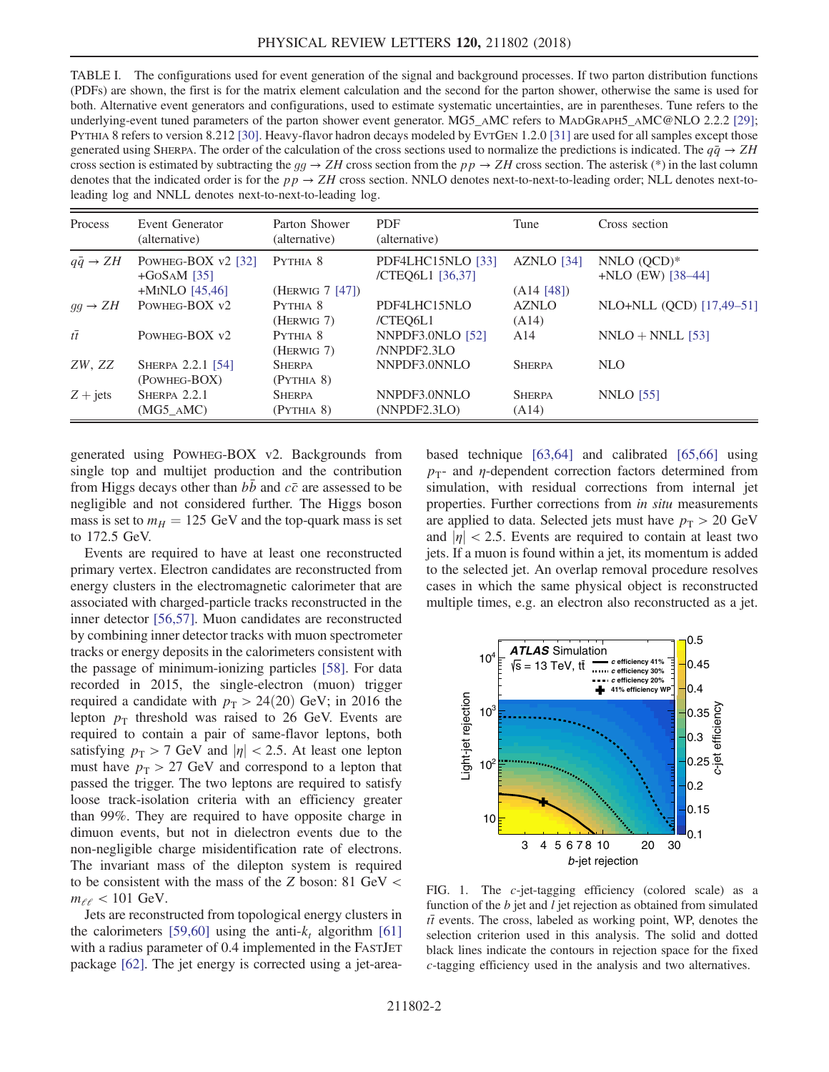TABLE I. The configurations used for event generation of the signal and background processes. If two parton distribution functions (PDFs) are shown, the first is for the matrix element calculation and the second for the parton shower, otherwise the same is used for both. Alternative event generators and configurations, used to estimate systematic uncertainties, are in parentheses. Tune refers to the underlying-event tuned parameters of the parton shower event generator. MG5_AMC refers to MADGRAPH5_AMC@NLO 2.2.2 [29]; PYTHIA 8 refers to version 8.212 [30]. Heavy-flavor hadron decays modeled by EVTGEN 1.2.0 [31] are used for all samples except those generated using SHERPA. The order of the calculation of the cross sections used to normalize the predictions is indicated. The $q\bar{q} \to ZH$ cross section is estimated by subtracting the $gg \to ZH$ cross section from the $pp \to ZH$ cross section. The asterisk (*) in the last column denotes that the indicated order is for the $pp \to ZH$ cross section. NNLO denotes next-to-next-to-leading order; NLL denotes next-to-leading log and NNLL denotes next-to-next-to-leading log.

| Process | Event Generator (alternative) | Parton Shower (alternative) | PDF (alternative) | Tune | Cross section |
|---|---|---|---|---|---|
| $q\bar{q} \to ZH$ | POWHEG-BOX v2 [32] +GOSAM [35] +MINLO [45,46] | PYTHIA 8 (HERWIG 7 [47]) | PDF4LHC15NLO [33] /CTEQ6L1 [36,37] | AZNLO [34] (A14 [48]) | NNLO (QCD)* +NLO (EW) [38–44] |
| $gg \to ZH$ | POWHEG-BOX v2 | PYTHIA 8 (HERWIG 7) | PDF4LHC15NLO /CTEQ6L1 | AZNLO (A14) | NLO+NLL (QCD) [17,49–51] |
| $t\bar{t}$ | POWHEG-BOX v2 | PYTHIA 8 (HERWIG 7) | NNPDF3.0NLO [52] /NNPDF2.3LO | A14 | NNLO + NNLL [53] |
| $ZW$, $ZZ$ | SHERPA 2.2.1 [54] (POWHEG-BOX) | SHERPA (PYTHIA 8) | NNPDF3.0NNLO | SHERPA | NLO |
| $Z+$jets | SHERPA 2.2.1 (MG5_AMC) | SHERPA (PYTHIA 8) | NNPDF3.0NNLO (NNPDF2.3LO) | SHERPA (A14) | NNLO [55] |

generated using POWHEG-BOX v2. Backgrounds from single top and multijet production and the contribution from Higgs decays other than $b\bar{b}$ and $c\bar{c}$ are assessed to be negligible and not considered further. The Higgs boson mass is set to $m_H = 125$ GeV and the top-quark mass is set to 172.5 GeV.

Events are required to have at least one reconstructed primary vertex. Electron candidates are reconstructed from energy clusters in the electromagnetic calorimeter that are associated with charged-particle tracks reconstructed in the inner detector [56,57]. Muon candidates are reconstructed by combining inner detector tracks with muon spectrometer tracks or energy deposits in the calorimeters consistent with the passage of minimum-ionizing particles [58]. For data recorded in 2015, the single-electron (muon) trigger required a candidate with $p_T > 24(20)$ GeV; in 2016 the lepton $p_T$ threshold was raised to 26 GeV. Events are required to contain a pair of same-flavor leptons, both satisfying $p_T > 7$ GeV and $|\eta| < 2.5$. At least one lepton must have $p_T > 27$ GeV and correspond to a lepton that passed the trigger. The two leptons are required to satisfy loose track-isolation criteria with an efficiency greater than 99%. They are required to have opposite charge in dimuon events, but not in dielectron events due to the non-negligible charge misidentification rate of electrons. The invariant mass of the dilepton system is required to be consistent with the mass of the $Z$ boson: $81 \text{ GeV} < m_{\ell\ell} < 101$ GeV.

Jets are reconstructed from topological energy clusters in the calorimeters [59,60] using the anti-$k_t$ algorithm [61] with a radius parameter of 0.4 implemented in the FASTJET package [62]. The jet energy is corrected using a jet-area-based technique [63,64] and calibrated [65,66] using $p_T$- and $\eta$-dependent correction factors determined from simulation, with residual corrections from internal jet properties. Further corrections from *in situ* measurements are applied to data. Selected jets must have $p_T > 20$ GeV and $|\eta| < 2.5$. Events are required to contain at least two jets. If a muon is found within a jet, its momentum is added to the selected jet. An overlap removal procedure resolves cases in which the same physical object is reconstructed multiple times, e.g. an electron also reconstructed as a jet.

FIG. 1. The $c$-jet-tagging efficiency (colored scale) as a function of the $b$ jet and $l$ jet rejection as obtained from simulated $t\bar{t}$ events. The cross, labeled as working point, WP, denotes the selection criterion used in this analysis. The solid and dotted black lines indicate the contours in rejection space for the fixed $c$-tagging efficiency used in the analysis and two alternatives.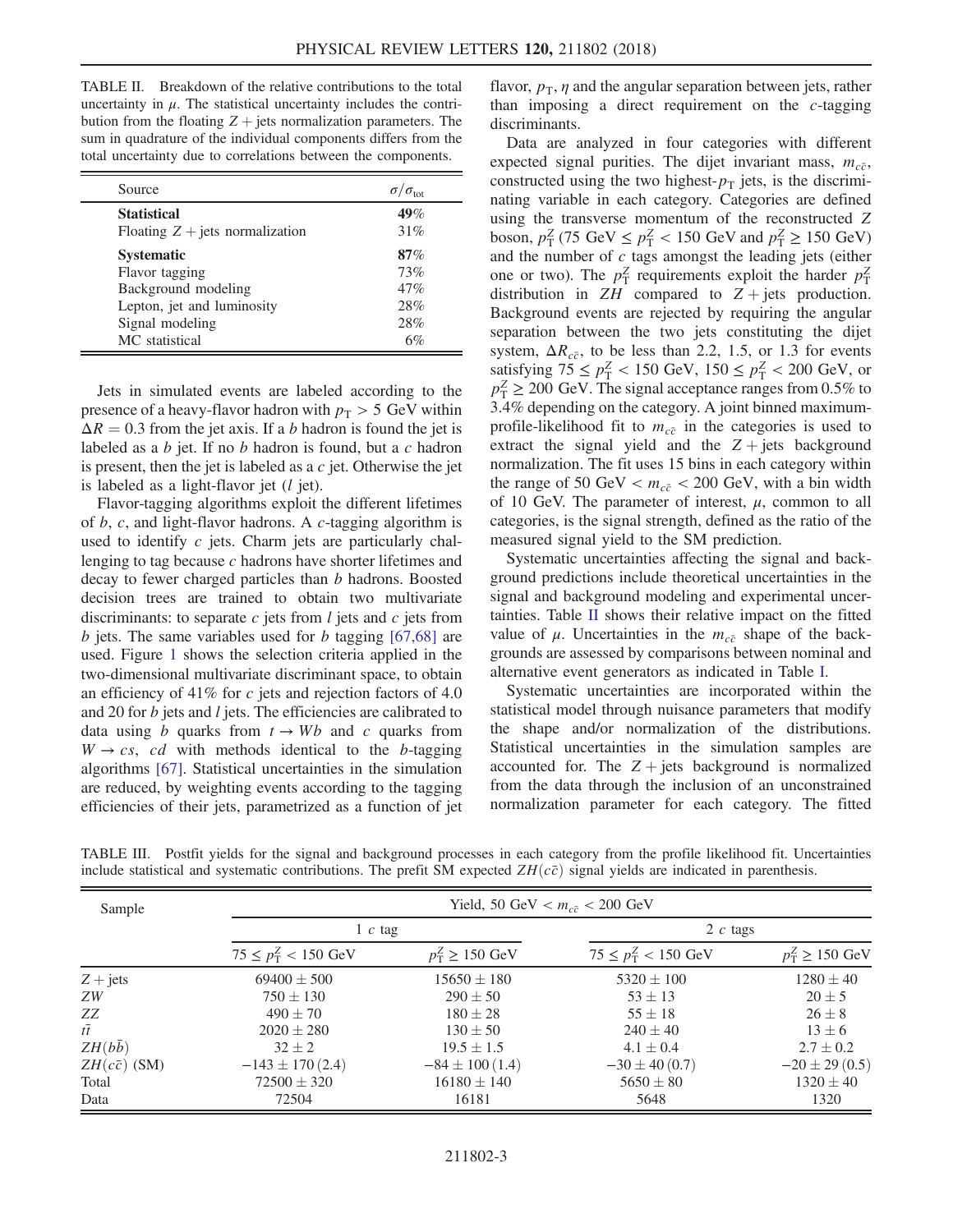TABLE II. Breakdown of the relative contributions to the total uncertainty in $\mu$. The statistical uncertainty includes the contribution from the floating $Z+$jets normalization parameters. The sum in quadrature of the individual components differs from the total uncertainty due to correlations between the components.

| Source | $\sigma/\sigma_{\text{tot}}$ |
|---|---|
| **Statistical** | **49%** |
| Floating $Z+$jets normalization | 31% |
| **Systematic** | **87%** |
| Flavor tagging | 73% |
| Background modeling | 47% |
| Lepton, jet and luminosity | 28% |
| Signal modeling | 28% |
| MC statistical | 6% |

Jets in simulated events are labeled according to the presence of a heavy-flavor hadron with $p_{\text{T}} > 5$ GeV within $\Delta R = 0.3$ from the jet axis. If a $b$ hadron is found the jet is labeled as a $b$ jet. If no $b$ hadron is found, but a $c$ hadron is present, then the jet is labeled as a $c$ jet. Otherwise the jet is labeled as a light-flavor jet ($l$ jet).

Flavor-tagging algorithms exploit the different lifetimes of $b$, $c$, and light-flavor hadrons. A $c$-tagging algorithm is used to identify $c$ jets. Charm jets are particularly challenging to tag because $c$ hadrons have shorter lifetimes and decay to fewer charged particles than $b$ hadrons. Boosted decision trees are trained to obtain two multivariate discriminants: to separate $c$ jets from $l$ jets and $c$ jets from $b$ jets. The same variables used for $b$ tagging [67,68] are used. Figure 1 shows the selection criteria applied in the two-dimensional multivariate discriminant space, to obtain an efficiency of 41% for $c$ jets and rejection factors of 4.0 and 20 for $b$ jets and $l$ jets. The efficiencies are calibrated to data using $b$ quarks from $t \to Wb$ and $c$ quarks from $W \to cs$, $cd$ with methods identical to the $b$-tagging algorithms [67]. Statistical uncertainties in the simulation are reduced, by weighting events according to the tagging efficiencies of their jets, parametrized as a function of jet flavor, $p_{\text{T}}$, $\eta$ and the angular separation between jets, rather than imposing a direct requirement on the $c$-tagging discriminants.

Data are analyzed in four categories with different expected signal purities. The dijet invariant mass, $m_{c\bar{c}}$, constructed using the two highest-$p_{\text{T}}$ jets, is the discriminating variable in each category. Categories are defined using the transverse momentum of the reconstructed $Z$ boson, $p_{\text{T}}^{Z}$ (75 GeV $\leq p_{\text{T}}^{Z} <$ 150 GeV and $p_{\text{T}}^{Z} \geq$ 150 GeV) and the number of $c$ tags amongst the leading jets (either one or two). The $p_{\text{T}}^{Z}$ requirements exploit the harder $p_{\text{T}}^{Z}$ distribution in $ZH$ compared to $Z+$jets production. Background events are rejected by requiring the angular separation between the two jets constituting the dijet system, $\Delta R_{c\bar{c}}$, to be less than 2.2, 1.5, or 1.3 for events satisfying $75 \leq p_{\text{T}}^{Z} < 150$ GeV, $150 \leq p_{\text{T}}^{Z} < 200$ GeV, or $p_{\text{T}}^{Z} \geq 200$ GeV. The signal acceptance ranges from 0.5% to 3.4% depending on the category. A joint binned maximum-profile-likelihood fit to $m_{c\bar{c}}$ in the categories is used to extract the signal yield and the $Z+$jets background normalization. The fit uses 15 bins in each category within the range of 50 GeV $< m_{c\bar{c}} <$ 200 GeV, with a bin width of 10 GeV. The parameter of interest, $\mu$, common to all categories, is the signal strength, defined as the ratio of the measured signal yield to the SM prediction.

Systematic uncertainties affecting the signal and background predictions include theoretical uncertainties in the signal and background modeling and experimental uncertainties. Table II shows their relative impact on the fitted value of $\mu$. Uncertainties in the $m_{c\bar{c}}$ shape of the backgrounds are assessed by comparisons between nominal and alternative event generators as indicated in Table I.

Systematic uncertainties are incorporated within the statistical model through nuisance parameters that modify the shape and/or normalization of the distributions. Statistical uncertainties in the simulation samples are accounted for. The $Z+$jets background is normalized from the data through the inclusion of an unconstrained normalization parameter for each category. The fitted

TABLE III. Postfit yields for the signal and background processes in each category from the profile likelihood fit. Uncertainties include statistical and systematic contributions. The prefit SM expected $ZH(c\bar{c})$ signal yields are indicated in parenthesis.

| Sample | Yield, 50 GeV $< m_{c\bar{c}} <$ 200 GeV | | | |
|---|---|---|---|---|
| | 1 $c$ tag | | 2 $c$ tags | |
| | $75 \leq p_{\text{T}}^{Z} < 150$ GeV | $p_{\text{T}}^{Z} \geq 150$ GeV | $75 \leq p_{\text{T}}^{Z} < 150$ GeV | $p_{\text{T}}^{Z} \geq 150$ GeV |
| $Z+$jets | $69400 \pm 500$ | $15650 \pm 180$ | $5320 \pm 100$ | $1280 \pm 40$ |
| $ZW$ | $750 \pm 130$ | $290 \pm 50$ | $53 \pm 13$ | $20 \pm 5$ |
| $ZZ$ | $490 \pm 70$ | $180 \pm 28$ | $55 \pm 18$ | $26 \pm 8$ |
| $t\bar{t}$ | $2020 \pm 280$ | $130 \pm 50$ | $240 \pm 40$ | $13 \pm 6$ |
| $ZH(b\bar{b})$ | $32 \pm 2$ | $19.5 \pm 1.5$ | $4.1 \pm 0.4$ | $2.7 \pm 0.2$ |
| $ZH(c\bar{c})$ (SM) | $-143 \pm 170\,(2.4)$ | $-84 \pm 100\,(1.4)$ | $-30 \pm 40\,(0.7)$ | $-20 \pm 29\,(0.5)$ |
| Total | $72500 \pm 320$ | $16180 \pm 140$ | $5650 \pm 80$ | $1320 \pm 40$ |
| Data | 72504 | 16181 | 5648 | 1320 |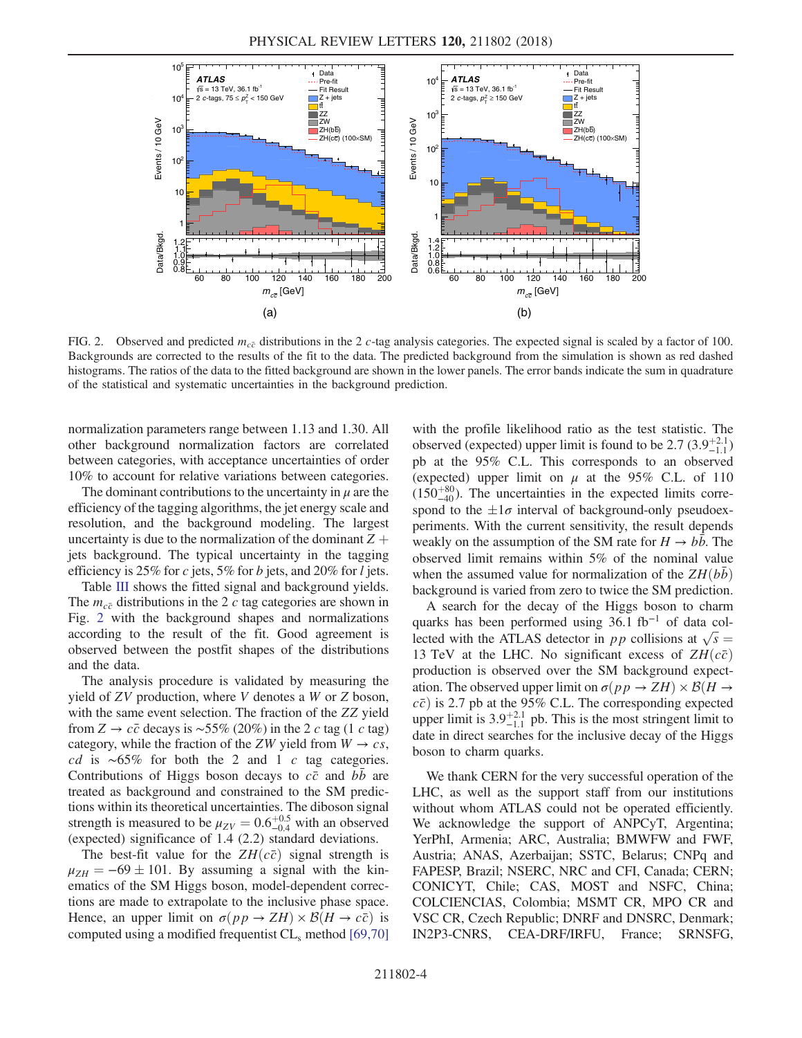FIG. 2. Observed and predicted $m_{c\bar{c}}$ distributions in the 2 $c$-tag analysis categories. The expected signal is scaled by a factor of 100. Backgrounds are corrected to the results of the fit to the data. The predicted background from the simulation is shown as red dashed histograms. The ratios of the data to the fitted background are shown in the lower panels. The error bands indicate the sum in quadrature of the statistical and systematic uncertainties in the background prediction.

normalization parameters range between 1.13 and 1.30. All other background normalization factors are correlated between categories, with acceptance uncertainties of order 10% to account for relative variations between categories.

The dominant contributions to the uncertainty in $\mu$ are the efficiency of the tagging algorithms, the jet energy scale and resolution, and the background modeling. The largest uncertainty is due to the normalization of the dominant $Z +$ jets background. The typical uncertainty in the tagging efficiency is 25% for $c$ jets, 5% for $b$ jets, and 20% for $l$ jets.

Table III shows the fitted signal and background yields. The $m_{c\bar{c}}$ distributions in the 2 $c$ tag categories are shown in Fig. 2 with the background shapes and normalizations according to the result of the fit. Good agreement is observed between the postfit shapes of the distributions and the data.

The analysis procedure is validated by measuring the yield of $ZV$ production, where $V$ denotes a $W$ or $Z$ boson, with the same event selection. The fraction of the $ZZ$ yield from $Z \to c\bar{c}$ decays is ~55% (20%) in the 2 $c$ tag (1 $c$ tag) category, while the fraction of the $ZW$ yield from $W \to cs$, $cd$ is ~65% for both the 2 and 1 $c$ tag categories. Contributions of Higgs boson decays to $c\bar{c}$ and $b\bar{b}$ are treated as background and constrained to the SM predictions within its theoretical uncertainties. The diboson signal strength is measured to be $\mu_{ZV} = 0.6^{+0.5}_{-0.4}$ with an observed (expected) significance of 1.4 (2.2) standard deviations.

The best-fit value for the $ZH(c\bar{c})$ signal strength is $\mu_{ZH} = -69 \pm 101$. By assuming a signal with the kinematics of the SM Higgs boson, model-dependent corrections are made to extrapolate to the inclusive phase space. Hence, an upper limit on $\sigma(pp \to ZH) \times \mathcal{B}(H \to c\bar{c})$ is computed using a modified frequentist $\mathrm{CL_s}$ method [69,70] with the profile likelihood ratio as the test statistic. The observed (expected) upper limit is found to be 2.7 ($3.9^{+2.1}_{-1.1}$) pb at the 95% C.L. This corresponds to an observed (expected) upper limit on $\mu$ at the 95% C.L. of 110 ($150^{+80}_{-40}$). The uncertainties in the expected limits correspond to the $\pm 1\sigma$ interval of background-only pseudoexperiments. With the current sensitivity, the result depends weakly on the assumption of the SM rate for $H \to b\bar{b}$. The observed limit remains within 5% of the nominal value when the assumed value for normalization of the $ZH(b\bar{b})$ background is varied from zero to twice the SM prediction.

A search for the decay of the Higgs boson to charm quarks has been performed using 36.1 $\mathrm{fb}^{-1}$ of data collected with the ATLAS detector in $pp$ collisions at $\sqrt{s} = 13$ TeV at the LHC. No significant excess of $ZH(c\bar{c})$ production is observed over the SM background expectation. The observed upper limit on $\sigma(pp \to ZH) \times \mathcal{B}(H \to c\bar{c})$ is 2.7 pb at the 95% C.L. The corresponding expected upper limit is $3.9^{+2.1}_{-1.1}$ pb. This is the most stringent limit to date in direct searches for the inclusive decay of the Higgs boson to charm quarks.

We thank CERN for the very successful operation of the LHC, as well as the support staff from our institutions without whom ATLAS could not be operated efficiently. We acknowledge the support of ANPCyT, Argentina; YerPhI, Armenia; ARC, Australia; BMWFW and FWF, Austria; ANAS, Azerbaijan; SSTC, Belarus; CNPq and FAPESP, Brazil; NSERC, NRC and CFI, Canada; CERN; CONICYT, Chile; CAS, MOST and NSFC, China; COLCIENCIAS, Colombia; MSMT CR, MPO CR and VSC CR, Czech Republic; DNRF and DNSRC, Denmark; IN2P3-CNRS, CEA-DRF/IRFU, France; SRNSFG,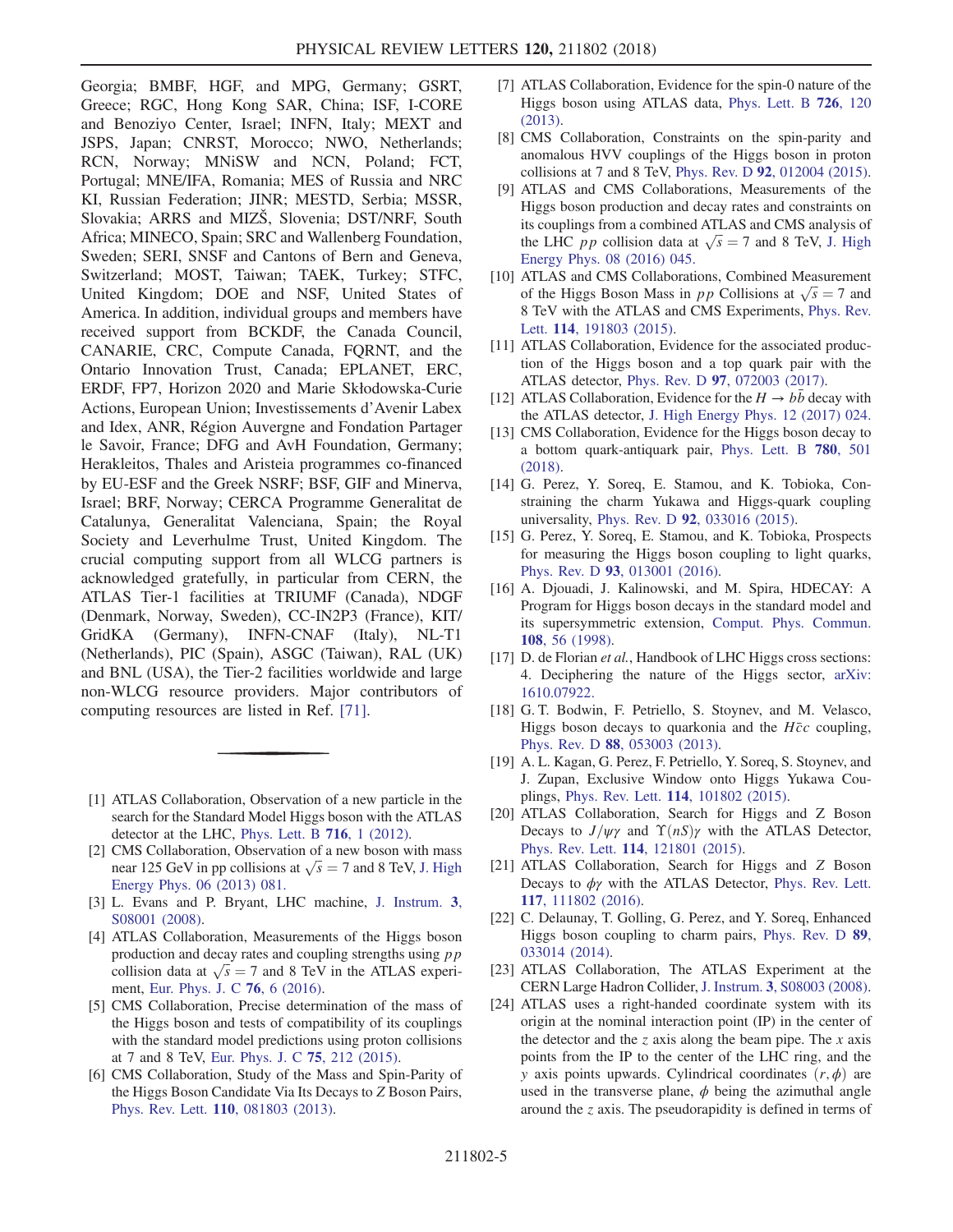Georgia; BMBF, HGF, and MPG, Germany; GSRT, Greece; RGC, Hong Kong SAR, China; ISF, I-CORE and Benoziyo Center, Israel; INFN, Italy; MEXT and JSPS, Japan; CNRST, Morocco; NWO, Netherlands; RCN, Norway; MNiSW and NCN, Poland; FCT, Portugal; MNE/IFA, Romania; MES of Russia and NRC KI, Russian Federation; JINR; MESTD, Serbia; MSSR, Slovakia; ARRS and MIZŠ, Slovenia; DST/NRF, South Africa; MINECO, Spain; SRC and Wallenberg Foundation, Sweden; SERI, SNSF and Cantons of Bern and Geneva, Switzerland; MOST, Taiwan; TAEK, Turkey; STFC, United Kingdom; DOE and NSF, United States of America. In addition, individual groups and members have received support from BCKDF, the Canada Council, CANARIE, CRC, Compute Canada, FQRNT, and the Ontario Innovation Trust, Canada; EPLANET, ERC, ERDF, FP7, Horizon 2020 and Marie Skłodowska-Curie Actions, European Union; Investissements d'Avenir Labex and Idex, ANR, Région Auvergne and Fondation Partager le Savoir, France; DFG and AvH Foundation, Germany; Herakleitos, Thales and Aristeia programmes co-financed by EU-ESF and the Greek NSRF; BSF, GIF and Minerva, Israel; BRF, Norway; CERCA Programme Generalitat de Catalunya, Generalitat Valenciana, Spain; the Royal Society and Leverhulme Trust, United Kingdom. The crucial computing support from all WLCG partners is acknowledged gratefully, in particular from CERN, the ATLAS Tier-1 facilities at TRIUMF (Canada), NDGF (Denmark, Norway, Sweden), CC-IN2P3 (France), KIT/GridKA (Germany), INFN-CNAF (Italy), NL-T1 (Netherlands), PIC (Spain), ASGC (Taiwan), RAL (UK) and BNL (USA), the Tier-2 facilities worldwide and large non-WLCG resource providers. Major contributors of computing resources are listed in Ref. [71].

---

[1] ATLAS Collaboration, Observation of a new particle in the search for the Standard Model Higgs boson with the ATLAS detector at the LHC, Phys. Lett. B **716**, 1 (2012).

[2] CMS Collaboration, Observation of a new boson with mass near 125 GeV in pp collisions at $\sqrt{s} = 7$ and 8 TeV, J. High Energy Phys. 06 (2013) 081.

[3] L. Evans and P. Bryant, LHC machine, J. Instrum. **3**, S08001 (2008).

[4] ATLAS Collaboration, Measurements of the Higgs boson production and decay rates and coupling strengths using $pp$ collision data at $\sqrt{s} = 7$ and 8 TeV in the ATLAS experiment, Eur. Phys. J. C **76**, 6 (2016).

[5] CMS Collaboration, Precise determination of the mass of the Higgs boson and tests of compatibility of its couplings with the standard model predictions using proton collisions at 7 and 8 TeV, Eur. Phys. J. C **75**, 212 (2015).

[6] CMS Collaboration, Study of the Mass and Spin-Parity of the Higgs Boson Candidate Via Its Decays to $Z$ Boson Pairs, Phys. Rev. Lett. **110**, 081803 (2013).

[7] ATLAS Collaboration, Evidence for the spin-0 nature of the Higgs boson using ATLAS data, Phys. Lett. B **726**, 120 (2013).

[8] CMS Collaboration, Constraints on the spin-parity and anomalous HVV couplings of the Higgs boson in proton collisions at 7 and 8 TeV, Phys. Rev. D **92**, 012004 (2015).

[9] ATLAS and CMS Collaborations, Measurements of the Higgs boson production and decay rates and constraints on its couplings from a combined ATLAS and CMS analysis of the LHC $pp$ collision data at $\sqrt{s} = 7$ and 8 TeV, J. High Energy Phys. 08 (2016) 045.

[10] ATLAS and CMS Collaborations, Combined Measurement of the Higgs Boson Mass in $pp$ Collisions at $\sqrt{s} = 7$ and 8 TeV with the ATLAS and CMS Experiments, Phys. Rev. Lett. **114**, 191803 (2015).

[11] ATLAS Collaboration, Evidence for the associated production of the Higgs boson and a top quark pair with the ATLAS detector, Phys. Rev. D **97**, 072003 (2017).

[12] ATLAS Collaboration, Evidence for the $H \to b\bar{b}$ decay with the ATLAS detector, J. High Energy Phys. 12 (2017) 024.

[13] CMS Collaboration, Evidence for the Higgs boson decay to a bottom quark-antiquark pair, Phys. Lett. B **780**, 501 (2018).

[14] G. Perez, Y. Soreq, E. Stamou, and K. Tobioka, Constraining the charm Yukawa and Higgs-quark coupling universality, Phys. Rev. D **92**, 033016 (2015).

[15] G. Perez, Y. Soreq, E. Stamou, and K. Tobioka, Prospects for measuring the Higgs boson coupling to light quarks, Phys. Rev. D **93**, 013001 (2016).

[16] A. Djouadi, J. Kalinowski, and M. Spira, HDECAY: A Program for Higgs boson decays in the standard model and its supersymmetric extension, Comput. Phys. Commun. **108**, 56 (1998).

[17] D. de Florian *et al.*, Handbook of LHC Higgs cross sections: 4. Deciphering the nature of the Higgs sector, arXiv: 1610.07922.

[18] G. T. Bodwin, F. Petriello, S. Stoynev, and M. Velasco, Higgs boson decays to quarkonia and the $H\bar{c}c$ coupling, Phys. Rev. D **88**, 053003 (2013).

[19] A. L. Kagan, G. Perez, F. Petriello, Y. Soreq, S. Stoynev, and J. Zupan, Exclusive Window onto Higgs Yukawa Couplings, Phys. Rev. Lett. **114**, 101802 (2015).

[20] ATLAS Collaboration, Search for Higgs and Z Boson Decays to $J/\psi\gamma$ and $\Upsilon(nS)\gamma$ with the ATLAS Detector, Phys. Rev. Lett. **114**, 121801 (2015).

[21] ATLAS Collaboration, Search for Higgs and $Z$ Boson Decays to $\phi\gamma$ with the ATLAS Detector, Phys. Rev. Lett. **117**, 111802 (2016).

[22] C. Delaunay, T. Golling, G. Perez, and Y. Soreq, Enhanced Higgs boson coupling to charm pairs, Phys. Rev. D **89**, 033014 (2014).

[23] ATLAS Collaboration, The ATLAS Experiment at the CERN Large Hadron Collider, J. Instrum. **3**, S08003 (2008).

[24] ATLAS uses a right-handed coordinate system with its origin at the nominal interaction point (IP) in the center of the detector and the $z$ axis along the beam pipe. The $x$ axis points from the IP to the center of the LHC ring, and the $y$ axis points upwards. Cylindrical coordinates $(r, \phi)$ are used in the transverse plane, $\phi$ being the azimuthal angle around the $z$ axis. The pseudorapidity is defined in terms of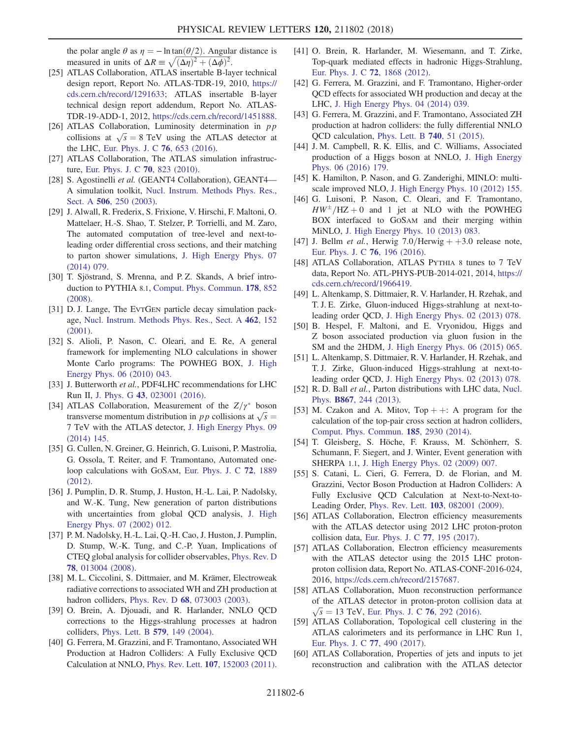the polar angle $\theta$ as $\eta = -\ln \tan(\theta/2)$. Angular distance is measured in units of $\Delta R \equiv \sqrt{(\Delta\eta)^2 + (\Delta\phi)^2}$.

[25] ATLAS Collaboration, ATLAS insertable B-layer technical design report, Report No. ATLAS-TDR-19, 2010, https://cds.cern.ch/record/1291633; ATLAS insertable B-layer technical design report addendum, Report No. ATLAS-TDR-19-ADD-1, 2012, https://cds.cern.ch/record/1451888.

[26] ATLAS Collaboration, Luminosity determination in $pp$ collisions at $\sqrt{s} = 8$ TeV using the ATLAS detector at the LHC, Eur. Phys. J. C **76**, 653 (2016).

[27] ATLAS Collaboration, The ATLAS simulation infrastructure, Eur. Phys. J. C **70**, 823 (2010).

[28] S. Agostinelli *et al.* (GEANT4 Collaboration), GEANT4—A simulation toolkit, Nucl. Instrum. Methods Phys. Res., Sect. A **506**, 250 (2003).

[29] J. Alwall, R. Frederix, S. Frixione, V. Hirschi, F. Maltoni, O. Mattelaer, H.-S. Shao, T. Stelzer, P. Torrielli, and M. Zaro, The automated computation of tree-level and next-to-leading order differential cross sections, and their matching to parton shower simulations, J. High Energy Phys. 07 (2014) 079.

[30] T. Sjöstrand, S. Mrenna, and P. Z. Skands, A brief introduction to PYTHIA 8.1, Comput. Phys. Commun. **178**, 852 (2008).

[31] D. J. Lange, The EvtGen particle decay simulation package, Nucl. Instrum. Methods Phys. Res., Sect. A **462**, 152 (2001).

[32] S. Alioli, P. Nason, C. Oleari, and E. Re, A general framework for implementing NLO calculations in shower Monte Carlo programs: The POWHEG BOX, J. High Energy Phys. 06 (2010) 043.

[33] J. Butterworth *et al.*, PDF4LHC recommendations for LHC Run II, J. Phys. G **43**, 023001 (2016).

[34] ATLAS Collaboration, Measurement of the $Z/\gamma^*$ boson transverse momentum distribution in $pp$ collisions at $\sqrt{s} = 7$ TeV with the ATLAS detector, J. High Energy Phys. 09 (2014) 145.

[35] G. Cullen, N. Greiner, G. Heinrich, G. Luisoni, P. Mastrolia, G. Ossola, T. Reiter, and F. Tramontano, Automated one-loop calculations with GoSam, Eur. Phys. J. C **72**, 1889 (2012).

[36] J. Pumplin, D. R. Stump, J. Huston, H.-L. Lai, P. Nadolsky, and W.-K. Tung, New generation of parton distributions with uncertainties from global QCD analysis, J. High Energy Phys. 07 (2002) 012.

[37] P. M. Nadolsky, H.-L. Lai, Q.-H. Cao, J. Huston, J. Pumplin, D. Stump, W.-K. Tung, and C.-P. Yuan, Implications of CTEQ global analysis for collider observables, Phys. Rev. D **78**, 013004 (2008).

[38] M. L. Ciccolini, S. Dittmaier, and M. Krämer, Electroweak radiative corrections to associated WH and ZH production at hadron colliders, Phys. Rev. D **68**, 073003 (2003).

[39] O. Brein, A. Djouadi, and R. Harlander, NNLO QCD corrections to the Higgs-strahlung processes at hadron colliders, Phys. Lett. B **579**, 149 (2004).

[40] G. Ferrera, M. Grazzini, and F. Tramontano, Associated WH Production at Hadron Colliders: A Fully Exclusive QCD Calculation at NNLO, Phys. Rev. Lett. **107**, 152003 (2011).

[41] O. Brein, R. Harlander, M. Wiesemann, and T. Zirke, Top-quark mediated effects in hadronic Higgs-Strahlung, Eur. Phys. J. C **72**, 1868 (2012).

[42] G. Ferrera, M. Grazzini, and F. Tramontano, Higher-order QCD effects for associated WH production and decay at the LHC, J. High Energy Phys. 04 (2014) 039.

[43] G. Ferrera, M. Grazzini, and F. Tramontano, Associated ZH production at hadron colliders: the fully differential NNLO QCD calculation, Phys. Lett. B **740**, 51 (2015).

[44] J. M. Campbell, R. K. Ellis, and C. Williams, Associated production of a Higgs boson at NNLO, J. High Energy Phys. 06 (2016) 179.

[45] K. Hamilton, P. Nason, and G. Zanderighi, MINLO: multi-scale improved NLO, J. High Energy Phys. 10 (2012) 155.

[46] G. Luisoni, P. Nason, C. Oleari, and F. Tramontano, $HW^{\pm}$/HZ + 0 and 1 jet at NLO with the POWHEG BOX interfaced to GoSam and their merging within MiNLO, J. High Energy Phys. 10 (2013) 083.

[47] J. Bellm *et al.*, Herwig 7.0/Herwig + +3.0 release note, Eur. Phys. J. C **76**, 196 (2016).

[48] ATLAS Collaboration, ATLAS Pythia 8 tunes to 7 TeV data, Report No. ATL-PHYS-PUB-2014-021, 2014, https://cds.cern.ch/record/1966419.

[49] L. Altenkamp, S. Dittmaier, R. V. Harlander, H. Rzehak, and T. J. E. Zirke, Gluon-induced Higgs-strahlung at next-to-leading order QCD, J. High Energy Phys. 02 (2013) 078.

[50] B. Hespel, F. Maltoni, and E. Vryonidou, Higgs and Z boson associated production via gluon fusion in the SM and the 2HDM, J. High Energy Phys. 06 (2015) 065.

[51] L. Altenkamp, S. Dittmaier, R. V. Harlander, H. Rzehak, and T. J. Zirke, Gluon-induced Higgs-strahlung at next-to-leading order QCD, J. High Energy Phys. 02 (2013) 078.

[52] R. D. Ball *et al.*, Parton distributions with LHC data, Nucl. Phys. **B867**, 244 (2013).

[53] M. Czakon and A. Mitov, Top + +: A program for the calculation of the top-pair cross section at hadron colliders, Comput. Phys. Commun. **185**, 2930 (2014).

[54] T. Gleisberg, S. Höche, F. Krauss, M. Schönherr, S. Schumann, F. Siegert, and J. Winter, Event generation with SHERPA 1.1, J. High Energy Phys. 02 (2009) 007.

[55] S. Catani, L. Cieri, G. Ferrera, D. de Florian, and M. Grazzini, Vector Boson Production at Hadron Colliders: A Fully Exclusive QCD Calculation at Next-to-Next-to-Leading Order, Phys. Rev. Lett. **103**, 082001 (2009).

[56] ATLAS Collaboration, Electron efficiency measurements with the ATLAS detector using 2012 LHC proton-proton collision data, Eur. Phys. J. C **77**, 195 (2017).

[57] ATLAS Collaboration, Electron efficiency measurements with the ATLAS detector using the 2015 LHC proton-proton collision data, Report No. ATLAS-CONF-2016-024, 2016, https://cds.cern.ch/record/2157687.

[58] ATLAS Collaboration, Muon reconstruction performance of the ATLAS detector in proton-proton collision data at $\sqrt{s} = 13$ TeV, Eur. Phys. J. C **76**, 292 (2016).

[59] ATLAS Collaboration, Topological cell clustering in the ATLAS calorimeters and its performance in LHC Run 1, Eur. Phys. J. C **77**, 490 (2017).

[60] ATLAS Collaboration, Properties of jets and inputs to jet reconstruction and calibration with the ATLAS detector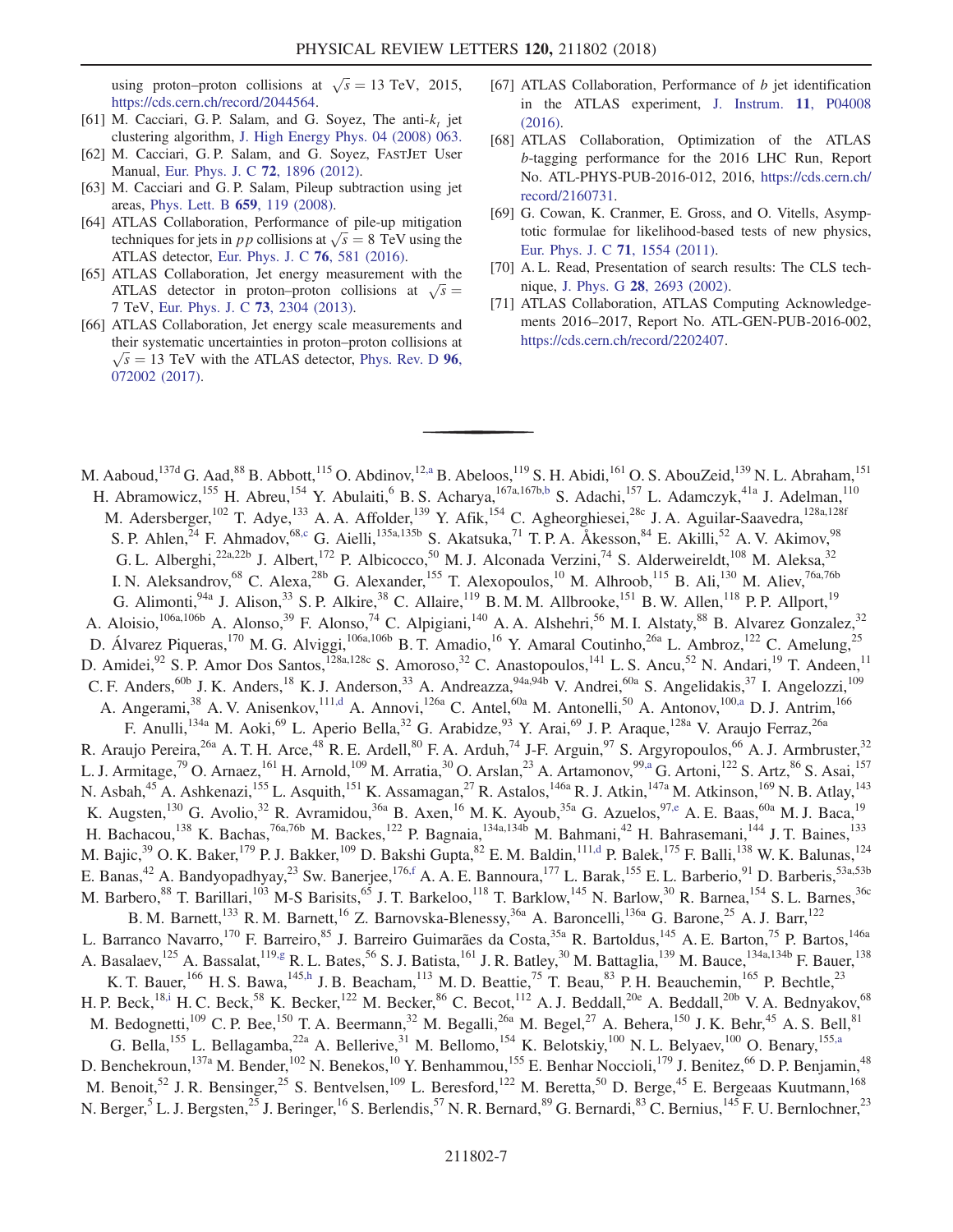using proton–proton collisions at $\sqrt{s} = 13$ TeV, 2015, https://cds.cern.ch/record/2044564.

[61] M. Cacciari, G. P. Salam, and G. Soyez, The anti-$k_t$ jet clustering algorithm, J. High Energy Phys. 04 (2008) 063.

[62] M. Cacciari, G. P. Salam, and G. Soyez, FASTJET User Manual, Eur. Phys. J. C **72**, 1896 (2012).

[63] M. Cacciari and G. P. Salam, Pileup subtraction using jet areas, Phys. Lett. B **659**, 119 (2008).

[64] ATLAS Collaboration, Performance of pile-up mitigation techniques for jets in $pp$ collisions at $\sqrt{s} = 8$ TeV using the ATLAS detector, Eur. Phys. J. C **76**, 581 (2016).

[65] ATLAS Collaboration, Jet energy measurement with the ATLAS detector in proton–proton collisions at $\sqrt{s} = 7$ TeV, Eur. Phys. J. C **73**, 2304 (2013).

[66] ATLAS Collaboration, Jet energy scale measurements and their systematic uncertainties in proton–proton collisions at $\sqrt{s} = 13$ TeV with the ATLAS detector, Phys. Rev. D **96**, 072002 (2017).

[67] ATLAS Collaboration, Performance of $b$ jet identification in the ATLAS experiment, J. Instrum. **11**, P04008 (2016).

[68] ATLAS Collaboration, Optimization of the ATLAS $b$-tagging performance for the 2016 LHC Run, Report No. ATL-PHYS-PUB-2016-012, 2016, https://cds.cern.ch/record/2160731.

[69] G. Cowan, K. Cranmer, E. Gross, and O. Vitells, Asymptotic formulae for likelihood-based tests of new physics, Eur. Phys. J. C **71**, 1554 (2011).

[70] A. L. Read, Presentation of search results: The CLS technique, J. Phys. G **28**, 2693 (2002).

[71] ATLAS Collaboration, ATLAS Computing Acknowledgements 2016–2017, Report No. ATL-GEN-PUB-2016-002, https://cds.cern.ch/record/2202407.

---

M. Aaboud,[137d] G. Aad,[88] B. Abbott,[115] O. Abdinov,[12,a] B. Abeloos,[119] S. H. Abidi,[161] O. S. AbouZeid,[139] N. L. Abraham,[151] H. Abramowicz,[155] H. Abreu,[154] Y. Abulaiti,[6] B. S. Acharya,[167a,167b,b] S. Adachi,[157] L. Adamczyk,[41a] J. Adelman,[110] M. Adersberger,[102] T. Adye,[133] A. A. Affolder,[139] Y. Afik,[154] C. Agheorghiesei,[28c] J. A. Aguilar-Saavedra,[128a,128f] S. P. Ahlen,[24] F. Ahmadov,[68,c] G. Aielli,[135a,135b] S. Akatsuka,[71] T. P. A. Åkesson,[84] E. Akilli,[52] A. V. Akimov,[98] G. L. Alberghi,[22a,22b] J. Albert,[172] P. Albicocco,[50] M. J. Alconada Verzini,[74] S. Alderweireldt,[108] M. Aleksa,[32] I. N. Aleksandrov,[68] C. Alexa,[28b] G. Alexander,[155] T. Alexopoulos,[10] M. Alhroob,[115] B. Ali,[130] M. Aliev,[76a,76b] G. Alimonti,[94a] J. Alison,[33] S. P. Alkire,[38] C. Allaire,[119] B. M. M. Allbrooke,[151] B. W. Allen,[118] P. P. Allport,[19] A. Aloisio,[106a,106b] A. Alonso,[39] F. Alonso,[74] C. Alpigiani,[140] A. A. Alshehri,[56] M. I. Alstaty,[88] B. Alvarez Gonzalez,[32] D. Álvarez Piqueras,[170] M. G. Alviggi,[106a,106b] B. T. Amadio,[16] Y. Amaral Coutinho,[26a] L. Ambroz,[122] C. Amelung,[25] D. Amidei,[92] S. P. Amor Dos Santos,[128a,128c] S. Amoroso,[32] C. Anastopoulos,[141] L. S. Ancu,[52] N. Andari,[19] T. Andeen,[11] C. F. Anders,[60b] J. K. Anders,[18] K. J. Anderson,[33] A. Andreazza,[94a,94b] V. Andrei,[60a] S. Angelidakis,[37] I. Angelozzi,[109] A. Angerami,[38] A. V. Anisenkov,[111,d] A. Annovi,[126a] C. Antel,[60a] M. Antonelli,[50] A. Antonov,[100,a] D. J. Antrim,[166] F. Anulli,[134a] M. Aoki,[69] L. Aperio Bella,[32] G. Arabidze,[93] Y. Arai,[69] J. P. Araque,[128a] V. Araujo Ferraz,[26a] R. Araujo Pereira,[26a] A. T. H. Arce,[48] R. E. Ardell,[80] F. A. Arduh,[74] J-F. Arguin,[97] S. Argyropoulos,[66] A. J. Armbruster,[32] L. J. Armitage,[79] O. Arnaez,[161] H. Arnold,[109] M. Arratia,[30] O. Arslan,[23] A. Artamonov,[99,a] G. Artoni,[122] S. Artz,[86] S. Asai,[157] N. Asbah,[45] A. Ashkenazi,[155] L. Asquith,[151] K. Assamagan,[27] R. Astalos,[146a] R. J. Atkin,[147a] M. Atkinson,[169] N. B. Atlay,[143] K. Augsten,[130] G. Avolio,[32] R. Avramidou,[36a] B. Axen,[16] M. K. Ayoub,[35a] G. Azuelos,[97,e] A. E. Baas,[60a] M. J. Baca,[19] H. Bachacou,[138] K. Bachas,[76a,76b] M. Backes,[122] P. Bagnaia,[134a,134b] M. Bahmani,[42] H. Bahrasemani,[144] J. T. Baines,[133] M. Bajic,[39] O. K. Baker,[179] P. J. Bakker,[109] D. Bakshi Gupta,[82] E. M. Baldin,[111,d] P. Balek,[175] F. Balli,[138] W. K. Balunas,[124] E. Banas,[42] A. Bandyopadhyay,[23] Sw. Banerjee,[176,f] A. A. E. Bannoura,[177] L. Barak,[155] E. L. Barberio,[91] D. Barberis,[53a,53b] M. Barbero,[88] T. Barillari,[103] M-S Barisits,[65] J. T. Barkeloo,[118] T. Barklow,[145] N. Barlow,[30] R. Barnea,[154] S. L. Barnes,[36c] B. M. Barnett,[133] R. M. Barnett,[16] Z. Barnovska-Blenessy,[36a] A. Baroncelli,[136a] G. Barone,[25] A. J. Barr,[122] L. Barranco Navarro,[170] F. Barreiro,[85] J. Barreiro Guimarães da Costa,[35a] R. Bartoldus,[145] A. E. Barton,[75] P. Bartos,[146a] A. Basalaev,[125] A. Bassalat,[119,g] R. L. Bates,[56] S. J. Batista,[161] J. R. Batley,[30] M. Battaglia,[139] M. Bauce,[134a,134b] F. Bauer,[138] K. T. Bauer,[166] H. S. Bawa,[145,h] J. B. Beacham,[113] M. D. Beattie,[75] T. Beau,[83] P. H. Beauchemin,[165] P. Bechtle,[23] H. P. Beck,[18,i] H. C. Beck,[58] K. Becker,[122] M. Becker,[86] C. Becot,[112] A. J. Beddall,[20e] A. Beddall,[20b] V. A. Bednyakov,[68] M. Bedognetti,[109] C. P. Bee,[150] T. A. Beermann,[32] M. Begalli,[26a] M. Begel,[27] A. Behera,[150] J. K. Behr,[45] A. S. Bell,[81] G. Bella,[155] L. Bellagamba,[22a] A. Bellerive,[31] M. Bellomo,[154] K. Belotskiy,[100] N. L. Belyaev,[100] O. Benary,[155,a] D. Benchekroun,[137a] M. Bender,[102] N. Benekos,[10] Y. Benhammou,[155] E. Benhar Noccioli,[179] J. Benitez,[66] D. P. Benjamin,[48] M. Benoit,[52] J. R. Bensinger,[25] S. Bentvelsen,[109] L. Beresford,[122] M. Beretta,[50] D. Berge,[45] E. Bergeaas Kuutmann,[168] N. Berger,[5] L. J. Bergsten,[25] J. Beringer,[16] S. Berlendis,[57] N. R. Bernard,[89] G. Bernardi,[83] C. Bernius,[145] F. U. Bernlochner,[23]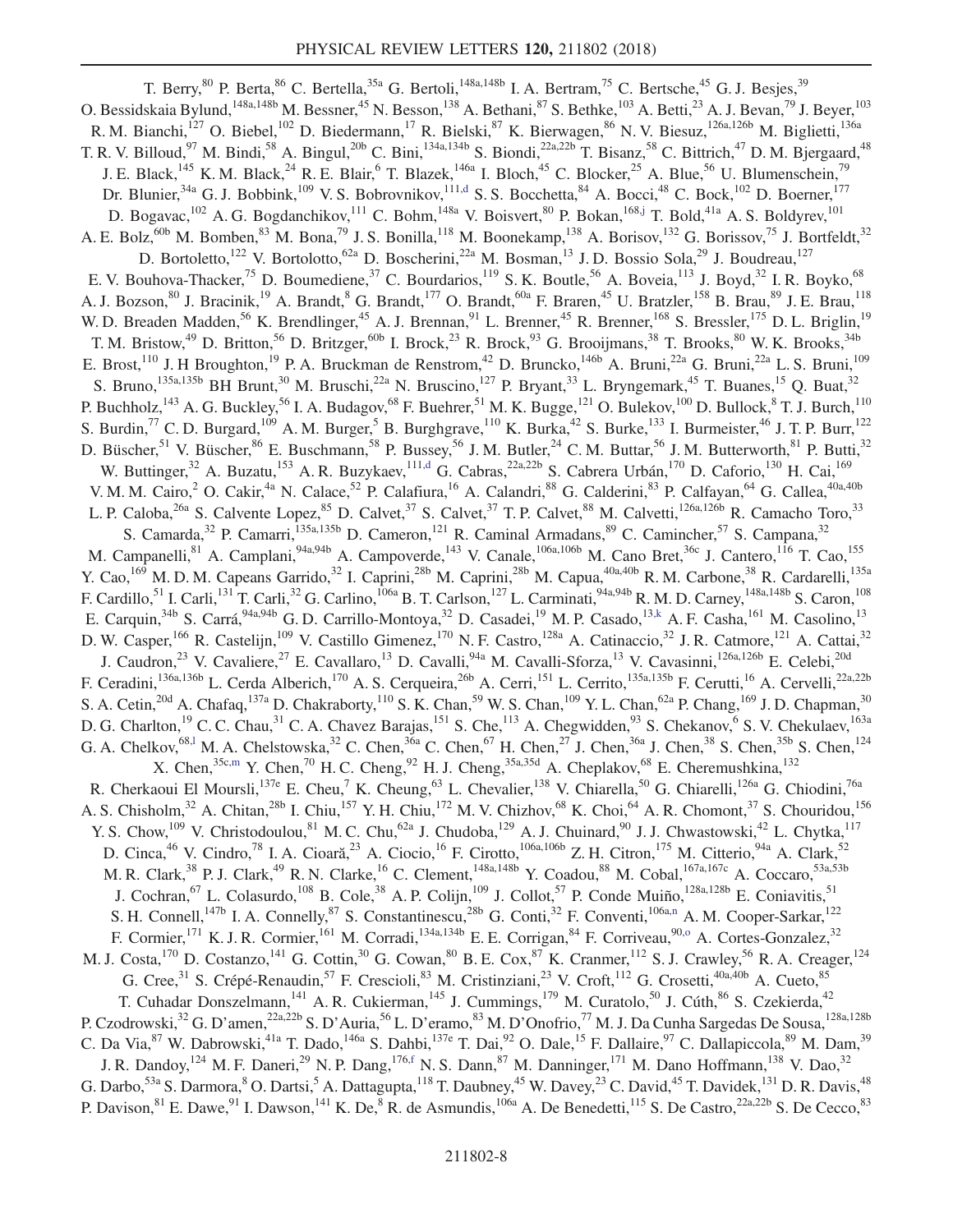T. Berry,[80] P. Berta,[86] C. Bertella,[35a] G. Bertoli,[148a,148b] I. A. Bertram,[75] C. Bertsche,[45] G. J. Besjes,[39] O. Bessidskaia Bylund,[148a,148b] M. Bessner,[45] N. Besson,[138] A. Bethani,[87] S. Bethke,[103] A. Betti,[23] A. J. Bevan,[79] J. Beyer,[103] R. M. Bianchi,[127] O. Biebel,[102] D. Biedermann,[17] R. Bielski,[87] K. Bierwagen,[86] N. V. Biesuz,[126a,126b] M. Biglietti,[136a] T. R. V. Billoud,[97] M. Bindi,[58] A. Bingul,[20b] C. Bini,[134a,134b] S. Biondi,[22a,22b] T. Bisanz,[58] C. Bittrich,[47] D. M. Bjergaard,[48] J. E. Black,[145] K. M. Black,[24] R. E. Blair,[6] T. Blazek,[146a] I. Bloch,[45] C. Blocker,[25] A. Blue,[56] U. Blumenschein,[79] Dr. Blunier,[34a] G. J. Bobbink,[109] V. S. Bobrovnikov,[111,d] S. S. Bocchetta,[84] A. Bocci,[48] C. Bock,[102] D. Boerner,[177] D. Bogavac,[102] A. G. Bogdanchikov,[111] C. Bohm,[148a] V. Boisvert,[80] P. Bokan,[168,j] T. Bold,[41a] A. S. Boldyrev,[101] A. E. Bolz,[60b] M. Bomben,[83] M. Bona,[79] J. S. Bonilla,[118] M. Boonekamp,[138] A. Borisov,[132] G. Borissov,[75] J. Bortfeldt,[32] D. Bortoletto,[122] V. Bortolotto,[62a] D. Boscherini,[22a] M. Bosman,[13] J. D. Bossio Sola,[29] J. Boudreau,[127] E. V. Bouhova-Thacker,[75] D. Boumediene,[37] C. Bourdarios,[119] S. K. Boutle,[56] A. Boveia,[113] J. Boyd,[32] I. R. Boyko,[68] A. J. Bozson,[80] J. Bracinik,[19] A. Brandt,[8] G. Brandt,[177] O. Brandt,[60a] F. Braren,[45] U. Bratzler,[158] B. Brau,[89] J. E. Brau,[118] W. D. Breaden Madden,[56] K. Brendlinger,[45] A. J. Brennan,[91] L. Brenner,[45] R. Brenner,[168] S. Bressler,[175] D. L. Briglin,[19] T. M. Bristow,[49] D. Britton,[56] D. Britzger,[60b] I. Brock,[23] R. Brock,[93] G. Brooijmans,[38] T. Brooks,[80] W. K. Brooks,[34b] E. Brost,[110] J. H Broughton,[19] P. A. Bruckman de Renstrom,[42] D. Bruncko,[146b] A. Bruni,[22a] G. Bruni,[22a] L. S. Bruni,[109] S. Bruno,[135a,135b] BH Brunt,[30] M. Bruschi,[22a] N. Bruscino,[127] P. Bryant,[33] L. Bryngemark,[45] T. Buanes,[15] Q. Buat,[32] P. Buchholz,[143] A. G. Buckley,[56] I. A. Budagov,[68] F. Buehrer,[51] M. K. Bugge,[121] O. Bulekov,[100] D. Bullock,[8] T. J. Burch,[110] S. Burdin,[77] C. D. Burgard,[109] A. M. Burger,[5] B. Burghgrave,[110] K. Burka,[42] S. Burke,[133] I. Burmeister,[46] J. T. P. Burr,[122] D. Büscher,[51] V. Büscher,[86] E. Buschmann,[58] P. Bussey,[56] J. M. Butler,[24] C. M. Buttar,[56] J. M. Butterworth,[81] P. Butti,[32] W. Buttinger,[32] A. Buzatu,[153] A. R. Buzykaev,[111,d] G. Cabras,[22a,22b] S. Cabrera Urbán,[170] D. Caforio,[130] H. Cai,[169] V. M. M. Cairo,[2] O. Cakir,[4a] N. Calace,[52] P. Calafiura,[16] A. Calandri,[88] G. Calderini,[83] P. Calfayan,[64] G. Callea,[40a,40b] L. P. Caloba,[26a] S. Calvente Lopez,[85] D. Calvet,[37] S. Calvet,[37] T. P. Calvet,[88] M. Calvetti,[126a,126b] R. Camacho Toro,[33] S. Camarda,[32] P. Camarri,[135a,135b] D. Cameron,[121] R. Caminal Armadans,[89] C. Camincher,[57] S. Campana,[32] M. Campanelli,[81] A. Camplani,[94a,94b] A. Campoverde,[143] V. Canale,[106a,106b] M. Cano Bret,[36c] J. Cantero,[116] T. Cao,[155] Y. Cao,[169] M. D. M. Capeans Garrido,[32] I. Caprini,[28b] M. Caprini,[28b] M. Capua,[40a,40b] R. M. Carbone,[38] R. Cardarelli,[135a] F. Cardillo,[51] I. Carli,[131] T. Carli,[32] G. Carlino,[106a] B. T. Carlson,[127] L. Carminati,[94a,94b] R. M. D. Carney,[148a,148b] S. Caron,[108] E. Carquin,[34b] S. Carrá,[94a,94b] G. D. Carrillo-Montoya,[32] D. Casadei,[19] M. P. Casado,[13,k] A. F. Casha,[161] M. Casolino,[13] D. W. Casper,[166] R. Castelijn,[109] V. Castillo Gimenez,[170] N. F. Castro,[128a] A. Catinaccio,[32] J. R. Catmore,[121] A. Cattai,[32] J. Caudron,[23] V. Cavaliere,[27] E. Cavallaro,[13] D. Cavalli,[94a] M. Cavalli-Sforza,[13] V. Cavasinni,[126a,126b] E. Celebi,[20d] F. Ceradini,[136a,136b] L. Cerda Alberich,[170] A. S. Cerqueira,[26b] A. Cerri,[151] L. Cerrito,[135a,135b] F. Cerutti,[16] A. Cervelli,[22a,22b] S. A. Cetin,[20d] A. Chafaq,[137a] D. Chakraborty,[110] S. K. Chan,[59] W. S. Chan,[109] Y. L. Chan,[62a] P. Chang,[169] J. D. Chapman,[30] D. G. Charlton,[19] C. C. Chau,[31] C. A. Chavez Barajas,[151] S. Che,[113] A. Chegwidden,[93] S. Chekanov,[6] S. V. Chekulaev,[163a] G. A. Chelkov,[68,l] M. A. Chelstowska,[32] C. Chen,[36a] C. Chen,[67] H. Chen,[27] J. Chen,[36a] J. Chen,[38] S. Chen,[35b] S. Chen,[124] X. Chen,[35c,m] Y. Chen,[70] H. C. Cheng,[92] H. J. Cheng,[35a,35d] A. Cheplakov,[68] E. Cheremushkina,[132] R. Cherkaoui El Moursli,[137e] E. Cheu,[7] K. Cheung,[63] L. Chevalier,[138] V. Chiarella,[50] G. Chiarelli,[126a] G. Chiodini,[76a] A. S. Chisholm,[32] A. Chitan,[28b] I. Chiu,[157] Y. H. Chiu,[172] M. V. Chizhov,[68] K. Choi,[64] A. R. Chomont,[37] S. Chouridou,[156] Y. S. Chow,[109] V. Christodoulou,[81] M. C. Chu,[62a] J. Chudoba,[129] A. J. Chuinard,[90] J. J. Chwastowski,[42] L. Chytka,[117] D. Cinca,[46] V. Cindro,[78] I. A. Cioară,[23] A. Ciocio,[16] F. Cirotto,[106a,106b] Z. H. Citron,[175] M. Citterio,[94a] A. Clark,[52] M. R. Clark,[38] P. J. Clark,[49] R. N. Clarke,[16] C. Clement,[148a,148b] Y. Coadou,[88] M. Cobal,[167a,167c] A. Coccaro,[53a,53b] J. Cochran,[67] L. Colasurdo,[108] B. Cole,[38] A. P. Colijn,[109] J. Collot,[57] P. Conde Muiño,[128a,128b] E. Coniavitis,[51] S. H. Connell,[147b] I. A. Connelly,[87] S. Constantinescu,[28b] G. Conti,[32] F. Conventi,[106a,n] A. M. Cooper-Sarkar,[122] F. Cormier,[171] K. J. R. Cormier,[161] M. Corradi,[134a,134b] E. E. Corrigan,[84] F. Corriveau,[90,o] A. Cortes-Gonzalez,[32] M. J. Costa,[170] D. Costanzo,[141] G. Cottin,[30] G. Cowan,[80] B. E. Cox,[87] K. Cranmer,[112] S. J. Crawley,[56] R. A. Creager,[124] G. Cree,[31] S. Crépé-Renaudin,[57] F. Crescioli,[83] M. Cristinziani,[23] V. Croft,[112] G. Crosetti,[40a,40b] A. Cueto,[85] T. Cuhadar Donszelmann,[141] A. R. Cukierman,[145] J. Cummings,[179] M. Curatolo,[50] J. Cúth,[86] S. Czekierda,[42] P. Czodrowski,[32] G. D'amen,[22a,22b] S. D'Auria,[56] L. D'eramo,[83] M. D'Onofrio,[77] M. J. Da Cunha Sargedas De Sousa,[128a,128b] C. Da Via,[87] W. Dabrowski,[41a] T. Dado,[146a] S. Dahbi,[137e] T. Dai,[92] O. Dale,[15] F. Dallaire,[97] C. Dallapiccola,[89] M. Dam,[39] J. R. Dandoy,[124] M. F. Daneri,[29] N. P. Dang,[176,f] N. S. Dann,[87] M. Danninger,[171] M. Dano Hoffmann,[138] V. Dao,[32] G. Darbo,[53a] S. Darmora,[8] O. Dartsi,[5] A. Dattagupta,[118] T. Daubney,[45] W. Davey,[23] C. David,[45] T. Davidek,[131] D. R. Davis,[48] P. Davison,[81] E. Dawe,[91] I. Dawson,[141] K. De,[8] R. de Asmundis,[106a] A. De Benedetti,[115] S. De Castro,[22a,22b] S. De Cecco,[83]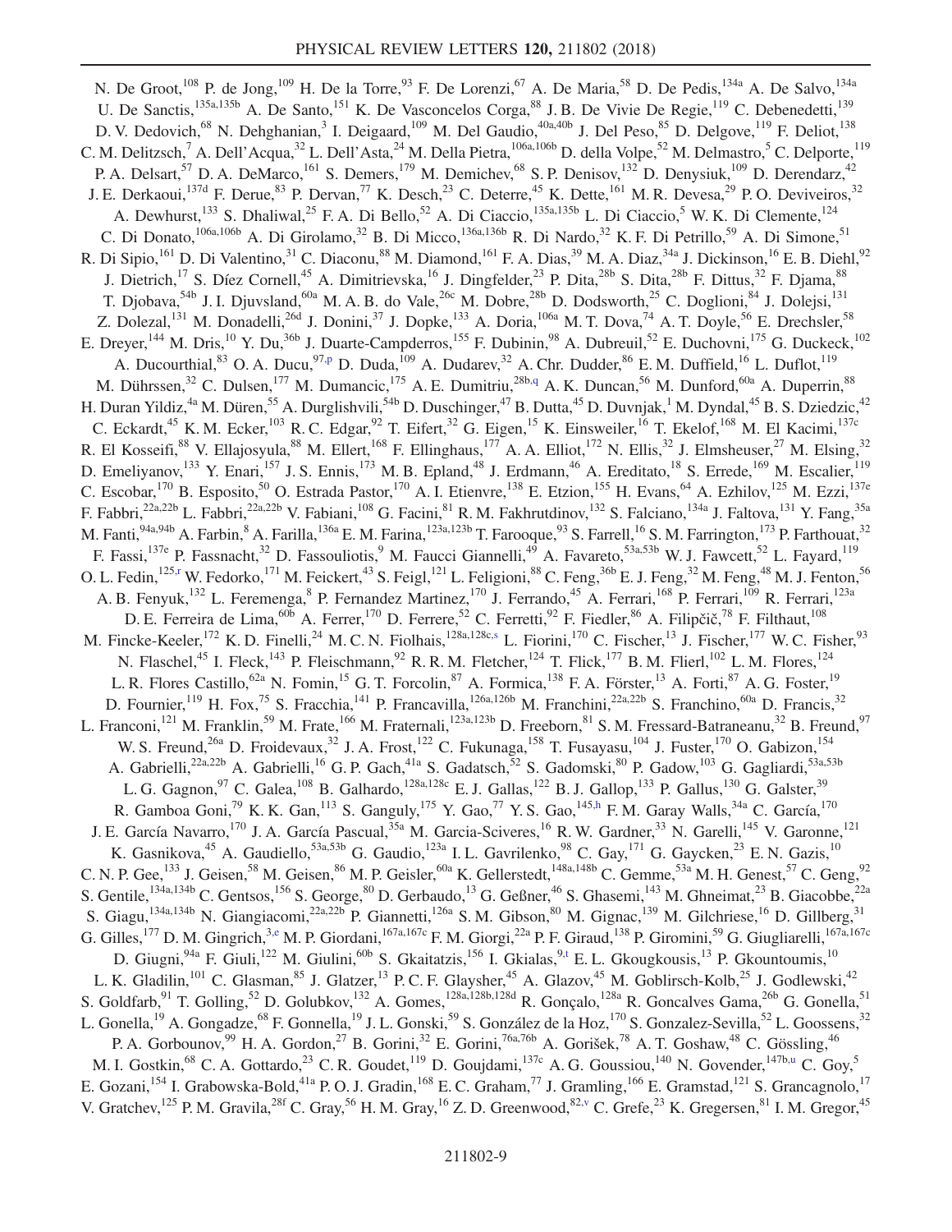N. De Groot,[108] P. de Jong,[109] H. De la Torre,[93] F. De Lorenzi,[67] A. De Maria,[58] D. De Pedis,[134a] A. De Salvo,[134a] U. De Sanctis,[135a,135b] A. De Santo,[151] K. De Vasconcelos Corga,[88] J. B. De Vivie De Regie,[119] C. Debenedetti,[139] D. V. Dedovich,[68] N. Dehghanian,[3] I. Deigaard,[109] M. Del Gaudio,[40a,40b] J. Del Peso,[85] D. Delgove,[119] F. Deliot,[138] C. M. Delitzsch,[7] A. Dell'Acqua,[32] L. Dell'Asta,[24] M. Della Pietra,[106a,106b] D. della Volpe,[52] M. Delmastro,[5] C. Delporte,[119] P. A. Delsart,[57] D. A. DeMarco,[161] S. Demers,[179] M. Demichev,[68] S. P. Denisov,[132] D. Denysiuk,[109] D. Derendarz,[42] J. E. Derkaoui,[137d] F. Derue,[83] P. Dervan,[77] K. Desch,[23] C. Deterre,[45] K. Dette,[161] M. R. Devesa,[29] P. O. Deviveiros,[32] A. Dewhurst,[133] S. Dhaliwal,[25] F. A. Di Bello,[52] A. Di Ciaccio,[135a,135b] L. Di Ciaccio,[5] W. K. Di Clemente,[124] C. Di Donato,[106a,106b] A. Di Girolamo,[32] B. Di Micco,[136a,136b] R. Di Nardo,[32] K. F. Di Petrillo,[59] A. Di Simone,[51] R. Di Sipio,[161] D. Di Valentino,[31] C. Diaconu,[88] M. Diamond,[161] F. A. Dias,[39] M. A. Diaz,[34a] J. Dickinson,[16] E. B. Diehl,[92] J. Dietrich,[17] S. Díez Cornell,[45] A. Dimitrievska,[16] J. Dingfelder,[23] P. Dita,[28b] S. Dita,[28b] F. Dittus,[32] F. Djama,[88] T. Djobava,[54b] J. I. Djuvsland,[60a] M. A. B. do Vale,[26c] M. Dobre,[28b] D. Dodsworth,[25] C. Doglioni,[84] J. Dolejsi,[131] Z. Dolezal,[131] M. Donadelli,[26d] J. Donini,[37] J. Dopke,[133] A. Doria,[106a] M. T. Dova,[74] A. T. Doyle,[56] E. Drechsler,[58] E. Dreyer,[144] M. Dris,[10] Y. Du,[36b] J. Duarte-Campderros,[155] F. Dubinin,[98] A. Dubreuil,[52] E. Duchovni,[175] G. Duckeck,[102] A. Ducourthial,[83] O. A. Ducu,[97,p] D. Duda,[109] A. Dudarev,[32] A. Chr. Dudder,[86] E. M. Duffield,[16] L. Duflot,[119] M. Dührssen,[32] C. Dulsen,[177] M. Dumancic,[175] A. E. Dumitriu,[28b,q] A. K. Duncan,[56] M. Dunford,[60a] A. Duperrin,[88] H. Duran Yildiz,[4a] M. Düren,[55] A. Durglishvili,[54b] D. Duschinger,[47] B. Dutta,[45] D. Duvnjak,[1] M. Dyndal,[45] B. S. Dziedzic,[42] C. Eckardt,[45] K. M. Ecker,[103] R. C. Edgar,[92] T. Eifert,[32] G. Eigen,[15] K. Einsweiler,[16] T. Ekelof,[168] M. El Kacimi,[137c] R. El Kosseifi,[88] V. Ellajosyula,[88] M. Ellert,[168] F. Ellinghaus,[177] A. A. Elliot,[172] N. Ellis,[32] J. Elmsheuser,[27] M. Elsing,[32] D. Emeliyanov,[133] Y. Enari,[157] J. S. Ennis,[173] M. B. Epland,[48] J. Erdmann,[46] A. Ereditato,[18] S. Errede,[169] M. Escalier,[119] C. Escobar,[170] B. Esposito,[50] O. Estrada Pastor,[170] A. I. Etienvre,[138] E. Etzion,[155] H. Evans,[64] A. Ezhilov,[125] M. Ezzi,[137e] F. Fabbri,[22a,22b] L. Fabbri,[22a,22b] V. Fabiani,[108] G. Facini,[81] R. M. Fakhrutdinov,[132] S. Falciano,[134a] J. Faltova,[131] Y. Fang,[35a] M. Fanti,[94a,94b] A. Farbin,[8] A. Farilla,[136a] E. M. Farina,[123a,123b] T. Farooque,[93] S. Farrell,[16] S. M. Farrington,[173] P. Farthouat,[32] F. Fassi,[137e] P. Fassnacht,[32] D. Fassouliotis,[9] M. Faucci Giannelli,[49] A. Favareto,[53a,53b] W. J. Fawcett,[52] L. Fayard,[119] O. L. Fedin,[125,r] W. Fedorko,[171] M. Feickert,[43] S. Feigl,[121] L. Feligioni,[88] C. Feng,[36b] E. J. Feng,[32] M. Feng,[48] M. J. Fenton,[56] A. B. Fenyuk,[132] L. Feremenga,[8] P. Fernandez Martinez,[170] J. Ferrando,[45] A. Ferrari,[168] P. Ferrari,[109] R. Ferrari,[123a] D. E. Ferreira de Lima,[60b] A. Ferrer,[170] D. Ferrere,[52] C. Ferretti,[92] F. Fiedler,[86] A. Filipčič,[78] F. Filthaut,[108] M. Fincke-Keeler,[172] K. D. Finelli,[24] M. C. N. Fiolhais,[128a,128c,s] L. Fiorini,[170] C. Fischer,[13] J. Fischer,[177] W. C. Fisher,[93] N. Flaschel,[45] I. Fleck,[143] P. Fleischmann,[92] R. R. M. Fletcher,[124] T. Flick,[177] B. M. Flierl,[102] L. M. Flores,[124] L. R. Flores Castillo,[62a] N. Fomin,[15] G. T. Forcolin,[87] A. Formica,[138] F. A. Förster,[13] A. Forti,[87] A. G. Foster,[19] D. Fournier,[119] H. Fox,[75] S. Fracchia,[141] P. Francavilla,[126a,126b] M. Franchini,[22a,22b] S. Franchino,[60a] D. Francis,[32] L. Franconi,[121] M. Franklin,[59] M. Frate,[166] M. Fraternali,[123a,123b] D. Freeborn,[81] S. M. Fressard-Batraneanu,[32] B. Freund,[97] W. S. Freund,[26a] D. Froidevaux,[32] J. A. Frost,[122] C. Fukunaga,[158] T. Fusayasu,[104] J. Fuster,[170] O. Gabizon,[154] A. Gabrielli,[22a,22b] A. Gabrielli,[16] G. P. Gach,[41a] S. Gadatsch,[52] S. Gadomski,[80] P. Gadow,[103] G. Gagliardi,[53a,53b] L. G. Gagnon,[97] C. Galea,[108] B. Galhardo,[128a,128c] E. J. Gallas,[122] B. J. Gallop,[133] P. Gallus,[130] G. Galster,[39] R. Gamboa Goni,[79] K. K. Gan,[113] S. Ganguly,[175] Y. Gao,[77] Y. S. Gao,[145,h] F. M. Garay Walls,[34a] C. García,[170] J. E. García Navarro,[170] J. A. García Pascual,[35a] M. Garcia-Sciveres,[16] R. W. Gardner,[33] N. Garelli,[145] V. Garonne,[121] K. Gasnikova,[45] A. Gaudiello,[53a,53b] G. Gaudio,[123a] I. L. Gavrilenko,[98] C. Gay,[171] G. Gaycken,[23] E. N. Gazis,[10] C. N. P. Gee,[133] J. Geisen,[58] M. Geisen,[86] M. P. Geisler,[60a] K. Gellerstedt,[148a,148b] C. Gemme,[53a] M. H. Genest,[57] C. Geng,[92] S. Gentile,[134a,134b] C. Gentsos,[156] S. George,[80] D. Gerbaudo,[13] G. Geßner,[46] S. Ghasemi,[143] M. Ghneimat,[23] B. Giacobbe,[22a] S. Giagu,[134a,134b] N. Giangiacomi,[22a,22b] P. Giannetti,[126a] S. M. Gibson,[80] M. Gignac,[139] M. Gilchriese,[16] D. Gillberg,[31] G. Gilles,[177] D. M. Gingrich,[3,e] M. P. Giordani,[167a,167c] F. M. Giorgi,[22a] P. F. Giraud,[138] P. Giromini,[59] G. Giugliarelli,[167a,167c] D. Giugni,[94a] F. Giuli,[122] M. Giulini,[60b] S. Gkaitatzis,[156] I. Gkialas,[9,t] E. L. Gkougkousis,[13] P. Gkountoumis,[10] L. K. Gladilin,[101] C. Glasman,[85] J. Glatzer,[13] P. C. F. Glaysher,[45] A. Glazov,[45] M. Goblirsch-Kolb,[25] J. Godlewski,[42] S. Goldfarb,[91] T. Golling,[52] D. Golubkov,[132] A. Gomes,[128a,128b,128d] R. Gonçalo,[128a] R. Goncalves Gama,[26b] G. Gonella,[51] L. Gonella,[19] A. Gongadze,[68] F. Gonnella,[19] J. L. Gonski,[59] S. González de la Hoz,[170] S. Gonzalez-Sevilla,[52] L. Goossens,[32] P. A. Gorbounov,[99] H. A. Gordon,[27] B. Gorini,[32] E. Gorini,[76a,76b] A. Gorišek,[78] A. T. Goshaw,[48] C. Gössling,[46] M. I. Gostkin,[68] C. A. Gottardo,[23] C. R. Goudet,[119] D. Goujdami,[137c] A. G. Goussiou,[140] N. Govender,[147b,u] C. Goy,[5] E. Gozani,[154] I. Grabowska-Bold,[41a] P. O. J. Gradin,[168] E. C. Graham,[77] J. Gramling,[166] E. Gramstad,[121] S. Grancagnolo,[17] V. Gratchev,[125] P. M. Gravila,[28f] C. Gray,[56] H. M. Gray,[16] Z. D. Greenwood,[82,v] C. Grefe,[23] K. Gregersen,[81] I. M. Gregor,[45]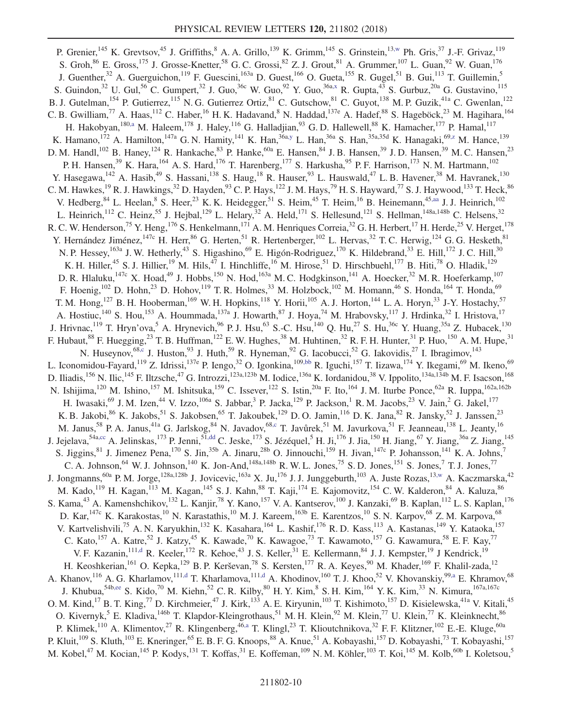P. Grenier,[145] K. Grevtsov,[45] J. Griffiths,[8] A. A. Grillo,[139] K. Grimm,[145] S. Grinstein,[13,w] Ph. Gris,[37] J.-F. Grivaz,[119] S. Groh,[86] E. Gross,[175] J. Grosse-Knetter,[58] G. C. Grossi,[82] Z. J. Grout,[81] A. Grummer,[107] L. Guan,[92] W. Guan,[176] J. Guenther,[32] A. Guerguichon,[119] F. Guescini,[163a] D. Guest,[166] O. Gueta,[155] R. Gugel,[51] B. Gui,[113] T. Guillemin,[5] S. Guindon,[32] U. Gul,[56] C. Gumpert,[32] J. Guo,[36c] W. Guo,[92] Y. Guo,[36a,x] R. Gupta,[43] S. Gurbuz,[20a] G. Gustavino,[115] B. J. Gutelman,[154] P. Gutierrez,[115] N. G. Gutierrez Ortiz,[81] C. Gutschow,[81] C. Guyot,[138] M. P. Guzik,[41a] C. Gwenlan,[122] C. B. Gwilliam,[77] A. Haas,[112] C. Haber,[16] H. K. Hadavand,[8] N. Haddad,[137e] A. Hadef,[88] S. Hageböck,[23] M. Hagihara,[164] H. Hakobyan,[180,a] M. Haleem,[178] J. Haley,[116] G. Halladjian,[93] G. D. Hallewell,[88] K. Hamacher,[177] P. Hamal,[117] K. Hamano,[172] A. Hamilton,[147a] G. N. Hamity,[141] K. Han,[36a,y] L. Han,[36a] S. Han,[35a,35d] K. Hanagaki,[69,z] M. Hance,[139] D. M. Handl,[102] B. Haney,[124] R. Hankache,[83] P. Hanke,[60a] E. Hansen,[84] J. B. Hansen,[39] J. D. Hansen,[39] M. C. Hansen,[23] P. H. Hansen,[39] K. Hara,[164] A. S. Hard,[176] T. Harenberg,[177] S. Harkusha,[95] P. F. Harrison,[173] N. M. Hartmann,[102] Y. Hasegawa,[142] A. Hasib,[49] S. Hassani,[138] S. Haug,[18] R. Hauser,[93] L. Hauswald,[47] L. B. Havener,[38] M. Havranek,[130] C. M. Hawkes,[19] R. J. Hawkings,[32] D. Hayden,[93] C. P. Hays,[122] J. M. Hays,[79] H. S. Hayward,[77] S. J. Haywood,[133] T. Heck,[86] V. Hedberg,[84] L. Heelan,[8] S. Heer,[23] K. K. Heidegger,[51] S. Heim,[45] T. Heim,[16] B. Heinemann,[45,aa] J. J. Heinrich,[102] L. Heinrich,[112] C. Heinz,[55] J. Hejbal,[129] L. Helary,[32] A. Held,[171] S. Hellesund,[121] S. Hellman,[148a,148b] C. Helsens,[32] R. C. W. Henderson,[75] Y. Heng,[176] S. Henkelmann,[171] A. M. Henriques Correia,[32] G. H. Herbert,[17] H. Herde,[25] V. Herget,[178] Y. Hernández Jiménez,[147c] H. Herr,[86] G. Herten,[51] R. Hertenberger,[102] L. Hervas,[32] T. C. Herwig,[124] G. G. Hesketh,[81] N. P. Hessey,[163a] J. W. Hetherly,[43] S. Higashino,[69] E. Higón-Rodriguez,[170] K. Hildebrand,[33] E. Hill,[172] J. C. Hill,[30] K. H. Hiller,[45] S. J. Hillier,[19] M. Hils,[47] I. Hinchliffe,[16] M. Hirose,[51] D. Hirschbuehl,[177] B. Hiti,[78] O. Hladik,[129] D. R. Hlaluku,[147c] X. Hoad,[49] J. Hobbs,[150] N. Hod,[163a] M. C. Hodgkinson,[141] A. Hoecker,[32] M. R. Hoeferkamp,[107] F. Hoenig,[102] D. Hohn,[23] D. Hohov,[119] T. R. Holmes,[33] M. Holzbock,[102] M. Homann,[46] S. Honda,[164] T. Honda,[69] T. M. Hong,[127] B. H. Hooberman,[169] W. H. Hopkins,[118] Y. Horii,[105] A. J. Horton,[144] L. A. Horyn,[33] J-Y. Hostachy,[57] A. Hostiuc,[140] S. Hou,[153] A. Hoummada,[137a] J. Howarth,[87] J. Hoya,[74] M. Hrabovsky,[117] J. Hrdinka,[32] I. Hristova,[17] J. Hrivnac,[119] T. Hryn'ova,[5] A. Hrynevich,[96] P. J. Hsu,[63] S.-C. Hsu,[140] Q. Hu,[27] S. Hu,[36c] Y. Huang,[35a] Z. Hubacek,[130] F. Hubaut,[88] F. Huegging,[23] T. B. Huffman,[122] E. W. Hughes,[38] M. Huhtinen,[32] R. F. H. Hunter,[31] P. Huo,[150] A. M. Hupe,[31] N. Huseynov,[68,c] J. Huston,[93] J. Huth,[59] R. Hyneman,[92] G. Iacobucci,[52] G. Iakovidis,[27] I. Ibragimov,[143] L. Iconomidou-Fayard,[119] Z. Idrissi,[137e] P. Iengo,[32] O. Igonkina,[109,bb] R. Iguchi,[157] T. Iizawa,[174] Y. Ikegami,[69] M. Ikeno,[69] D. Iliadis,[156] N. Ilic,[145] F. Iltzsche,[47] G. Introzzi,[123a,123b] M. Iodice,[136a] K. Iordanidou,[38] V. Ippolito,[134a,134b] M. F. Isacson,[168] N. Ishijima,[120] M. Ishino,[157] M. Ishitsuka,[159] C. Issever,[122] S. Istin,[20a] F. Ito,[164] J. M. Iturbe Ponce,[62a] R. Iuppa,[162a,162b] H. Iwasaki,[69] J. M. Izen,[44] V. Izzo,[106a] S. Jabbar,[3] P. Jacka,[129] P. Jackson,[1] R. M. Jacobs,[23] V. Jain,[2] G. Jakel,[177] K. B. Jakobi,[86] K. Jakobs,[51] S. Jakobsen,[65] T. Jakoubek,[129] D. O. Jamin,[116] D. K. Jana,[82] R. Jansky,[52] J. Janssen,[23] M. Janus,[58] P. A. Janus,[41a] G. Jarlskog,[84] N. Javadov,[68,c] T. Javůrek,[51] M. Javurkova,[51] F. Jeanneau,[138] L. Jeanty,[16] J. Jejelava,[54a,cc] A. Jelinskas,[173] P. Jenni,[51,dd] C. Jeske,[173] S. Jézéquel,[5] H. Ji,[176] J. Jia,[150] H. Jiang,[67] Y. Jiang,[36a] Z. Jiang,[145] S. Jiggins,[81] J. Jimenez Pena,[170] S. Jin,[35b] A. Jinaru,[28b] O. Jinnouchi,[159] H. Jivan,[147c] P. Johansson,[141] K. A. Johns,[7] C. A. Johnson,[64] W. J. Johnson,[140] K. Jon-And,[148a,148b] R. W. L. Jones,[75] S. D. Jones,[151] S. Jones,[7] T. J. Jones,[77] J. Jongmanns,[60a] P. M. Jorge,[128a,128b] J. Jovicevic,[163a] X. Ju,[176] J. J. Junggeburth,[103] A. Juste Rozas,[13,w] A. Kaczmarska,[42] M. Kado,[119] H. Kagan,[113] M. Kagan,[145] S. J. Kahn,[88] T. Kaji,[174] E. Kajomovitz,[154] C. W. Kalderon,[84] A. Kaluza,[86] S. Kama,[43] A. Kamenshchikov,[132] L. Kanjir,[78] Y. Kano,[157] V. A. Kantserov,[100] J. Kanzaki,[69] B. Kaplan,[112] L. S. Kaplan,[176] D. Kar,[147c] K. Karakostas,[10] N. Karastathis,[10] M. J. Kareem,[163b] E. Karentzos,[10] S. N. Karpov,[68] Z. M. Karpova,[68] V. Kartvelishvili,[75] A. N. Karyukhin,[132] K. Kasahara,[164] L. Kashif,[176] R. D. Kass,[113] A. Kastanas,[149] Y. Kataoka,[157] C. Kato,[157] A. Katre,[52] J. Katzy,[45] K. Kawade,[70] K. Kawagoe,[73] T. Kawamoto,[157] G. Kawamura,[58] E. F. Kay,[77] V. F. Kazanin,[111,d] R. Keeler,[172] R. Kehoe,[43] J. S. Keller,[31] E. Kellermann,[84] J. J. Kempster,[19] J Kendrick,[19] H. Keoshkerian,[161] O. Kepka,[129] B. P. Kerševan,[78] S. Kersten,[177] R. A. Keyes,[90] M. Khader,[169] F. Khalil-zada,[12] A. Khanov,[116] A. G. Kharlamov,[111,d] T. Kharlamova,[111,d] A. Khodinov,[160] T. J. Khoo,[52] V. Khovanskiy,[99,a] E. Khramov,[68] J. Khubua,[54b,ee] S. Kido,[70] M. Kiehn,[52] C. R. Kilby,[80] H. Y. Kim,[8] S. H. Kim,[164] Y. K. Kim,[33] N. Kimura,[167a,167c] O. M. Kind,[17] B. T. King,[77] D. Kirchmeier,[47] J. Kirk,[133] A. E. Kiryunin,[103] T. Kishimoto,[157] D. Kisielewska,[41a] V. Kitali,[45] O. Kivernyk,[5] E. Kladiva,[146b] T. Klapdor-Kleingrothaus,[51] M. H. Klein,[92] M. Klein,[77] U. Klein,[77] K. Kleinknecht,[86] P. Klimek,[110] A. Klimentov,[27] R. Klingenberg,[46,a] T. Klingl,[23] T. Klioutchnikova,[32] F. F. Klitzner,[102] E.-E. Kluge,[60a] P. Kluit,[109] S. Kluth,[103] E. Kneringer,[65] E. B. F. G. Knoops,[88] A. Knue,[51] A. Kobayashi,[157] D. Kobayashi,[73] T. Kobayashi,[157] M. Kobel,[47] M. Kocian,[145] P. Kodys,[131] T. Koffas,[31] E. Koffeman,[109] N. M. Köhler,[103] T. Koi,[145] M. Kolb,[60b] I. Koletsou,[5]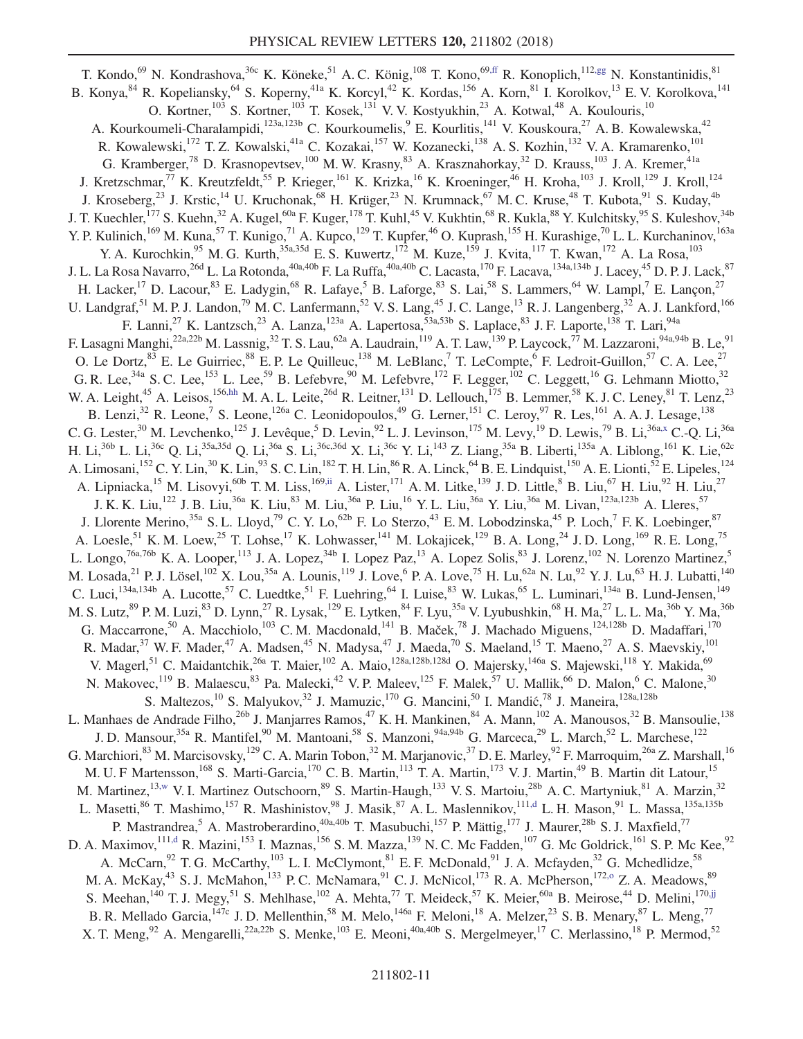T. Kondo,[69] N. Kondrashova,[36c] K. Köneke,[51] A. C. König,[108] T. Kono,[69,ff] R. Konoplich,[112,gg] N. Konstantinidis,[81] B. Konya,[84] R. Kopeliansky,[64] S. Koperny,[41a] K. Korcyl,[42] K. Kordas,[156] A. Korn,[81] I. Korolkov,[13] E. V. Korolkova,[141] O. Kortner,[103] S. Kortner,[103] T. Kosek,[131] V. V. Kostyukhin,[23] A. Kotwal,[48] A. Koulouris,[10] A. Kourkoumeli-Charalampidi,[123a,123b] C. Kourkoumelis,[9] E. Kourlitis,[141] V. Kouskoura,[27] A. B. Kowalewska,[42] R. Kowalewski,[172] T. Z. Kowalski,[41a] C. Kozakai,[157] W. Kozanecki,[138] A. S. Kozhin,[132] V. A. Kramarenko,[101] G. Kramberger,[78] D. Krasnopevtsev,[100] M. W. Krasny,[83] A. Krasznahorkay,[32] D. Krauss,[103] J. A. Kremer,[41a] J. Kretzschmar,[77] K. Kreutzfeldt,[55] P. Krieger,[161] K. Krizka,[16] K. Kroeninger,[46] H. Kroha,[103] J. Kroll,[129] J. Kroll,[124] J. Kroseberg,[23] J. Krstic,[14] U. Kruchonak,[68] H. Krüger,[23] N. Krumnack,[67] M. C. Kruse,[48] T. Kubota,[91] S. Kuday,[4b] J. T. Kuechler,[177] S. Kuehn,[32] A. Kugel,[60a] F. Kuger,[178] T. Kuhl,[45] V. Kukhtin,[68] R. Kukla,[88] Y. Kulchitsky,[95] S. Kuleshov,[34b] Y. P. Kulinich,[169] M. Kuna,[57] T. Kunigo,[71] A. Kupco,[129] T. Kupfer,[46] O. Kuprash,[155] H. Kurashige,[70] L. L. Kurchaninov,[163a] Y. A. Kurochkin,[95] M. G. Kurth,[35a,35d] E. S. Kuwertz,[172] M. Kuze,[159] J. Kvita,[117] T. Kwan,[172] A. La Rosa,[103] J. L. La Rosa Navarro,[26d] L. La Rotonda,[40a,40b] F. La Ruffa,[40a,40b] C. Lacasta,[170] F. Lacava,[134a,134b] J. Lacey,[45] D. P. J. Lack,[87] H. Lacker,[17] D. Lacour,[83] E. Ladygin,[68] R. Lafaye,[5] B. Laforge,[83] S. Lai,[58] S. Lammers,[64] W. Lampl,[7] E. Lançon,[27] U. Landgraf,[51] M. P. J. Landon,[79] M. C. Lanfermann,[52] V. S. Lang,[45] J. C. Lange,[13] R. J. Langenberg,[32] A. J. Lankford,[166] F. Lanni,[27] K. Lantzsch,[23] A. Lanza,[123a] A. Lapertosa,[53a,53b] S. Laplace,[83] J. F. Laporte,[138] T. Lari,[94a] F. Lasagni Manghi,[22a,22b] M. Lassnig,[32] T. S. Lau,[62a] A. Laudrain,[119] A. T. Law,[139] P. Laycock,[77] M. Lazzaroni,[94a,94b] B. Le,[91] O. Le Dortz,[83] E. Le Guirriec,[88] E. P. Le Quilleuc,[138] M. LeBlanc,[7] T. LeCompte,[6] F. Ledroit-Guillon,[57] C. A. Lee,[27] G. R. Lee,[34a] S. C. Lee,[153] L. Lee,[59] B. Lefebvre,[90] M. Lefebvre,[172] F. Legger,[102] C. Leggett,[16] G. Lehmann Miotto,[32] W. A. Leight,[45] A. Leisos,[156,hh] M. A. L. Leite,[26d] R. Leitner,[131] D. Lellouch,[175] B. Lemmer,[58] K. J. C. Leney,[81] T. Lenz,[23] B. Lenzi,[32] R. Leone,[7] S. Leone,[126a] C. Leonidopoulos,[49] G. Lerner,[151] C. Leroy,[97] R. Les,[161] A. A. J. Lesage,[138] C. G. Lester,[30] M. Levchenko,[125] J. Levêque,[5] D. Levin,[92] L. J. Levinson,[175] M. Levy,[19] D. Lewis,[79] B. Li,[36a,x] C.-Q. Li,[36a] H. Li,[36b] L. Li,[36c] Q. Li,[35a,35d] Q. Li,[36a] S. Li,[36c,36d] X. Li,[36c] Y. Li,[143] Z. Liang,[35a] B. Liberti,[135a] A. Liblong,[161] K. Lie,[62c] A. Limosani,[152] C. Y. Lin,[30] K. Lin,[93] S. C. Lin,[182] T. H. Lin,[86] R. A. Linck,[64] B. E. Lindquist,[150] A. E. Lionti,[52] E. Lipeles,[124] A. Lipniacka,[15] M. Lisovyi,[60b] T. M. Liss,[169,ii] A. Lister,[171] A. M. Litke,[139] J. D. Little,[8] B. Liu,[67] H. Liu,[92] H. Liu,[27] J. K. K. Liu,[122] J. B. Liu,[36a] K. Liu,[83] M. Liu,[36a] P. Liu,[16] Y. L. Liu,[36a] Y. Liu,[36a] M. Livan,[123a,123b] A. Lleres,[57] J. Llorente Merino,[35a] S. L. Lloyd,[79] C. Y. Lo,[62b] F. Lo Sterzo,[43] E. M. Lobodzinska,[45] P. Loch,[7] F. K. Loebinger,[87] A. Loesle,[51] K. M. Loew,[25] T. Lohse,[17] K. Lohwasser,[141] M. Lokajicek,[129] B. A. Long,[24] J. D. Long,[169] R. E. Long,[75] L. Longo,[76a,76b] K. A. Looper,[113] J. A. Lopez,[34b] I. Lopez Paz,[13] A. Lopez Solis,[83] J. Lorenz,[102] N. Lorenzo Martinez,[5] M. Losada,[21] P. J. Lösel,[102] X. Lou,[35a] A. Lounis,[119] J. Love,[6] P. A. Love,[75] H. Lu,[62a] N. Lu,[92] Y. J. Lu,[63] H. J. Lubatti,[140] C. Luci,[134a,134b] A. Lucotte,[57] C. Luedtke,[51] F. Luehring,[64] I. Luise,[83] W. Lukas,[65] L. Luminari,[134a] B. Lund-Jensen,[149] M. S. Lutz,[89] P. M. Luzi,[83] D. Lynn,[27] R. Lysak,[129] E. Lytken,[84] F. Lyu,[35a] V. Lyubushkin,[68] H. Ma,[27] L. L. Ma,[36b] Y. Ma,[36b] G. Maccarrone,[50] A. Macchiolo,[103] C. M. Macdonald,[141] B. Maček,[78] J. Machado Miguens,[124,128b] D. Madaffari,[170] R. Madar,[37] W. F. Mader,[47] A. Madsen,[45] N. Madysa,[47] J. Maeda,[70] S. Maeland,[15] T. Maeno,[27] A. S. Maevskiy,[101] V. Magerl,[51] C. Maidantchik,[26a] T. Maier,[102] A. Maio,[128a,128b,128d] O. Majersky,[146a] S. Majewski,[118] Y. Makida,[69] N. Makovec,[119] B. Malaescu,[83] Pa. Malecki,[42] V. P. Maleev,[125] F. Malek,[57] U. Mallik,[66] D. Malon,[6] C. Malone,[30] S. Maltezos,[10] S. Malyukov,[32] J. Mamuzic,[170] G. Mancini,[50] I. Mandić,[78] J. Maneira,[128a,128b] L. Manhaes de Andrade Filho,[26b] J. Manjarres Ramos,[47] K. H. Mankinen,[84] A. Mann,[102] A. Manousos,[32] B. Mansoulie,[138] J. D. Mansour,[35a] R. Mantifel,[90] M. Mantoani,[58] S. Manzoni,[94a,94b] G. Marceca,[29] L. March,[52] L. Marchese,[122] G. Marchiori,[83] M. Marcisovsky,[129] C. A. Marin Tobon,[32] M. Marjanovic,[37] D. E. Marley,[92] F. Marroquim,[26a] Z. Marshall,[16] M. U. F Martensson,[168] S. Marti-Garcia,[170] C. B. Martin,[113] T. A. Martin,[173] V. J. Martin,[49] B. Martin dit Latour,[15] M. Martinez,[13,w] V. I. Martinez Outschoorn,[89] S. Martin-Haugh,[133] V. S. Martoiu,[28b] A. C. Martyniuk,[81] A. Marzin,[32] L. Masetti,[86] T. Mashimo,[157] R. Mashinistov,[98] J. Masik,[87] A. L. Maslennikov,[111,d] L. H. Mason,[91] L. Massa,[135a,135b] P. Mastrandrea,[5] A. Mastroberardino,[40a,40b] T. Masubuchi,[157] P. Mättig,[177] J. Maurer,[28b] S. J. Maxfield,[77] D. A. Maximov,[111,d] R. Mazini,[153] I. Maznas,[156] S. M. Mazza,[139] N. C. Mc Fadden,[107] G. Mc Goldrick,[161] S. P. Mc Kee,[92] A. McCarn,[92] T. G. McCarthy,[103] L. I. McClymont,[81] E. F. McDonald,[91] J. A. Mcfayden,[32] G. Mchedlidze,[58] M. A. McKay,[43] S. J. McMahon,[133] P. C. McNamara,[91] C. J. McNicol,[173] R. A. McPherson,[172,o] Z. A. Meadows,[89] S. Meehan,[140] T. J. Megy,[51] S. Mehlhase,[102] A. Mehta,[77] T. Meideck,[57] K. Meier,[60a] B. Meirose,[44] D. Melini,[170,jj] B. R. Mellado Garcia,[147c] J. D. Mellenthin,[58] M. Melo,[146a] F. Meloni,[18] A. Melzer,[23] S. B. Menary,[87] L. Meng,[77] X. T. Meng,[92] A. Mengarelli,[22a,22b] S. Menke,[103] E. Meoni,[40a,40b] S. Mergelmeyer,[17] C. Merlassino,[18] P. Mermod,[52]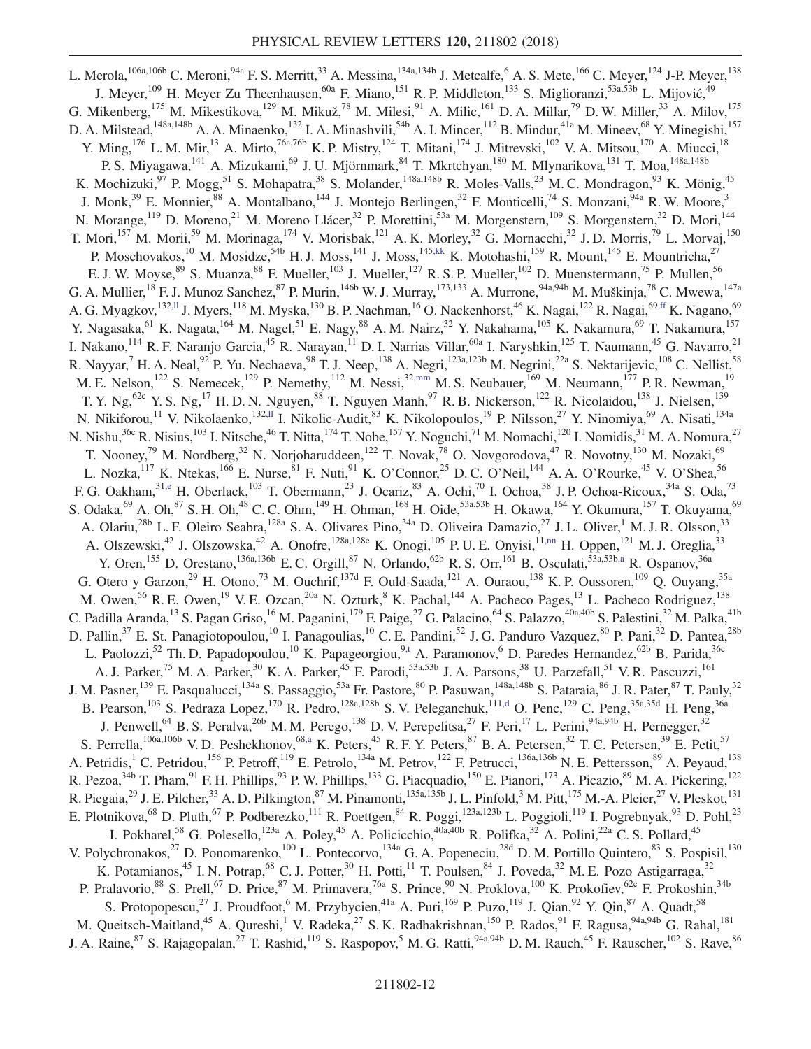L. Merola,[106a,106b] C. Meroni,[94a] F. S. Merritt,[33] A. Messina,[134a,134b] J. Metcalfe,[6] A. S. Mete,[166] C. Meyer,[124] J-P. Meyer,[138] J. Meyer,[109] H. Meyer Zu Theenhausen,[60a] F. Miano,[151] R. P. Middleton,[133] S. Miglioranzi,[53a,53b] L. Mijović,[49] G. Mikenberg,[175] M. Mikestikova,[129] M. Mikuž,[78] M. Milesi,[91] A. Milic,[161] D. A. Millar,[79] D. W. Miller,[33] A. Milov,[175] D. A. Milstead,[148a,148b] A. A. Minaenko,[132] I. A. Minashvili,[54b] A. I. Mincer,[112] B. Mindur,[41a] M. Mineev,[68] Y. Minegishi,[157] Y. Ming,[176] L. M. Mir,[13] A. Mirto,[76a,76b] K. P. Mistry,[124] T. Mitani,[174] J. Mitrevski,[102] V. A. Mitsou,[170] A. Miucci,[18] P. S. Miyagawa,[141] A. Mizukami,[69] J. U. Mjörnmark,[84] T. Mkrtchyan,[180] M. Mlynarikova,[131] T. Moa,[148a,148b] K. Mochizuki,[97] P. Mogg,[51] S. Mohapatra,[38] S. Molander,[148a,148b] R. Moles-Valls,[23] M. C. Mondragon,[93] K. Mönig,[45] J. Monk,[39] E. Monnier,[88] A. Montalbano,[144] J. Montejo Berlingen,[32] F. Monticelli,[74] S. Monzani,[94a] R. W. Moore,[3] N. Morange,[119] D. Moreno,[21] M. Moreno Llácer,[32] P. Morettini,[53a] M. Morgenstern,[109] S. Morgenstern,[32] D. Mori,[144] T. Mori,[157] M. Morii,[59] M. Morinaga,[174] V. Morisbak,[121] A. K. Morley,[32] G. Mornacchi,[32] J. D. Morris,[79] L. Morvaj,[150] P. Moschovakos,[10] M. Mosidze,[54b] H. J. Moss,[141] J. Moss,[145,kk] K. Motohashi,[159] R. Mount,[145] E. Mountricha,[27] E. J. W. Moyse,[89] S. Muanza,[88] F. Mueller,[103] J. Mueller,[127] R. S. P. Mueller,[102] D. Muenstermann,[75] P. Mullen,[56] G. A. Mullier,[18] F. J. Munoz Sanchez,[87] P. Murin,[146b] W. J. Murray,[173,133] A. Murrone,[94a,94b] M. Muškinja,[78] C. Mwewa,[147a] A. G. Myagkov,[132,ll] J. Myers,[118] M. Myska,[130] B. P. Nachman,[16] O. Nackenhorst,[46] K. Nagai,[122] R. Nagai,[69,ff] K. Nagano,[69] Y. Nagasaka,[61] K. Nagata,[164] M. Nagel,[51] E. Nagy,[88] A. M. Nairz,[32] Y. Nakahama,[105] K. Nakamura,[69] T. Nakamura,[157] I. Nakano,[114] R. F. Naranjo Garcia,[45] R. Narayan,[11] D. I. Narrias Villar,[60a] I. Naryshkin,[125] T. Naumann,[45] G. Navarro,[21] R. Nayyar,[7] H. A. Neal,[92] P. Yu. Nechaeva,[98] T. J. Neep,[138] A. Negri,[123a,123b] M. Negrini,[22a] S. Nektarijevic,[108] C. Nellist,[58] M. E. Nelson,[122] S. Nemecek,[129] P. Nemethy,[112] M. Nessi,[32,mm] M. S. Neubauer,[169] M. Neumann,[177] P. R. Newman,[19] T. Y. Ng,[62c] Y. S. Ng,[17] H. D. N. Nguyen,[88] T. Nguyen Manh,[97] R. B. Nickerson,[122] R. Nicolaidou,[138] J. Nielsen,[139] N. Nikiforou,[11] V. Nikolaenko,[132,ll] I. Nikolic-Audit,[83] K. Nikolopoulos,[19] P. Nilsson,[27] Y. Ninomiya,[69] A. Nisati,[134a] N. Nishu,[36c] R. Nisius,[103] I. Nitsche,[46] T. Nitta,[174] T. Nobe,[157] Y. Noguchi,[71] M. Nomachi,[120] I. Nomidis,[31] M. A. Nomura,[27] T. Nooney,[79] M. Nordberg,[32] N. Norjoharuddeen,[122] T. Novak,[78] O. Novgorodova,[47] R. Novotny,[130] M. Nozaki,[69] L. Nozka,[117] K. Ntekas,[166] E. Nurse,[81] F. Nuti,[91] K. O'Connor,[25] D. C. O'Neil,[144] A. A. O'Rourke,[45] V. O'Shea,[56] F. G. Oakham,[31,e] H. Oberlack,[103] T. Obermann,[23] J. Ocariz,[83] A. Ochi,[70] I. Ochoa,[38] J. P. Ochoa-Ricoux,[34a] S. Oda,[73] S. Odaka,[69] A. Oh,[87] S. H. Oh,[48] C. C. Ohm,[149] H. Ohman,[168] H. Oide,[53a,53b] H. Okawa,[164] Y. Okumura,[157] T. Okuyama,[69] A. Olariu,[28b] L. F. Oleiro Seabra,[128a] S. A. Olivares Pino,[34a] D. Oliveira Damazio,[27] J. L. Oliver,[1] M. J. R. Olsson,[33] A. Olszewski,[42] J. Olszowska,[42] A. Onofre,[128a,128e] K. Onogi,[105] P. U. E. Onyisi,[11,nn] H. Oppen,[121] M. J. Oreglia,[33] Y. Oren,[155] D. Orestano,[136a,136b] E. C. Orgill,[87] N. Orlando,[62b] R. S. Orr,[161] B. Osculati,[53a,53b,a] R. Ospanov,[36a] G. Otero y Garzon,[29] H. Otono,[73] M. Ouchrif,[137d] F. Ould-Saada,[121] A. Ouraou,[138] K. P. Oussoren,[109] Q. Ouyang,[35a] M. Owen,[56] R. E. Owen,[19] V. E. Ozcan,[20a] N. Ozturk,[8] K. Pachal,[144] A. Pacheco Pages,[13] L. Pacheco Rodriguez,[138] C. Padilla Aranda,[13] S. Pagan Griso,[16] M. Paganini,[179] F. Paige,[27] G. Palacino,[64] S. Palazzo,[40a,40b] S. Palestini,[32] M. Palka,[41b] D. Pallin,[37] E. St. Panagiotopoulou,[10] I. Panagoulias,[10] C. E. Pandini,[52] J. G. Panduro Vazquez,[80] P. Pani,[32] D. Pantea,[28b] L. Paolozzi,[52] Th. D. Papadopoulou,[10] K. Papageorgiou,[9,t] A. Paramonov,[6] D. Paredes Hernandez,[62b] B. Parida,[36c] A. J. Parker,[75] M. A. Parker,[30] K. A. Parker,[45] F. Parodi,[53a,53b] J. A. Parsons,[38] U. Parzefall,[51] V. R. Pascuzzi,[161] J. M. Pasner,[139] E. Pasqualucci,[134a] S. Passaggio,[53a] Fr. Pastore,[80] P. Pasuwan,[148a,148b] S. Pataraia,[86] J. R. Pater,[87] T. Pauly,[32] B. Pearson,[103] S. Pedraza Lopez,[170] R. Pedro,[128a,128b] S. V. Peleganchuk,[111,d] O. Penc,[129] C. Peng,[35a,35d] H. Peng,[36a] J. Penwell,[64] B. S. Peralva,[26b] M. M. Perego,[138] D. V. Perepelitsa,[27] F. Peri,[17] L. Perini,[94a,94b] H. Pernegger,[32] S. Perrella,[106a,106b] V. D. Peshekhonov,[68,a] K. Peters,[45] R. F. Y. Peters,[87] B. A. Petersen,[32] T. C. Petersen,[39] E. Petit,[57] A. Petridis,[1] C. Petridou,[156] P. Petroff,[119] E. Petrolo,[134a] M. Petrov,[122] F. Petrucci,[136a,136b] N. E. Pettersson,[89] A. Peyaud,[138] R. Pezoa,[34b] T. Pham,[91] F. H. Phillips,[93] P. W. Phillips,[133] G. Piacquadio,[150] E. Pianori,[173] A. Picazio,[89] M. A. Pickering,[122] R. Piegaia,[29] J. E. Pilcher,[33] A. D. Pilkington,[87] M. Pinamonti,[135a,135b] J. L. Pinfold,[3] M. Pitt,[175] M.-A. Pleier,[27] V. Pleskot,[131] E. Plotnikova,[68] D. Pluth,[67] P. Podberezko,[111] R. Poettgen,[84] R. Poggi,[123a,123b] L. Poggioli,[119] I. Pogrebnyak,[93] D. Pohl,[23] I. Pokharel,[58] G. Polesello,[123a] A. Poley,[45] A. Policicchio,[40a,40b] R. Polifka,[32] A. Polini,[22a] C. S. Pollard,[45] V. Polychronakos,[27] D. Ponomarenko,[100] L. Pontecorvo,[134a] G. A. Popeneciu,[28d] D. M. Portillo Quintero,[83] S. Pospisil,[130] K. Potamianos,[45] I. N. Potrap,[68] C. J. Potter,[30] H. Potti,[11] T. Poulsen,[84] J. Poveda,[32] M. E. Pozo Astigarraga,[32] P. Pralavorio,[88] S. Prell,[67] D. Price,[87] M. Primavera,[76a] S. Prince,[90] N. Proklova,[100] K. Prokofiev,[62c] F. Prokoshin,[34b] S. Protopopescu,[27] J. Proudfoot,[6] M. Przybycien,[41a] A. Puri,[169] P. Puzo,[119] J. Qian,[92] Y. Qin,[87] A. Quadt,[58] M. Queitsch-Maitland,[45] A. Qureshi,[1] V. Radeka,[27] S. K. Radhakrishnan,[150] P. Rados,[91] F. Ragusa,[94a,94b] G. Rahal,[181] J. A. Raine,[87] S. Rajagopalan,[27] T. Rashid,[119] S. Raspopov,[5] M. G. Ratti,[94a,94b] D. M. Rauch,[45] F. Rauscher,[102] S. Rave,[86]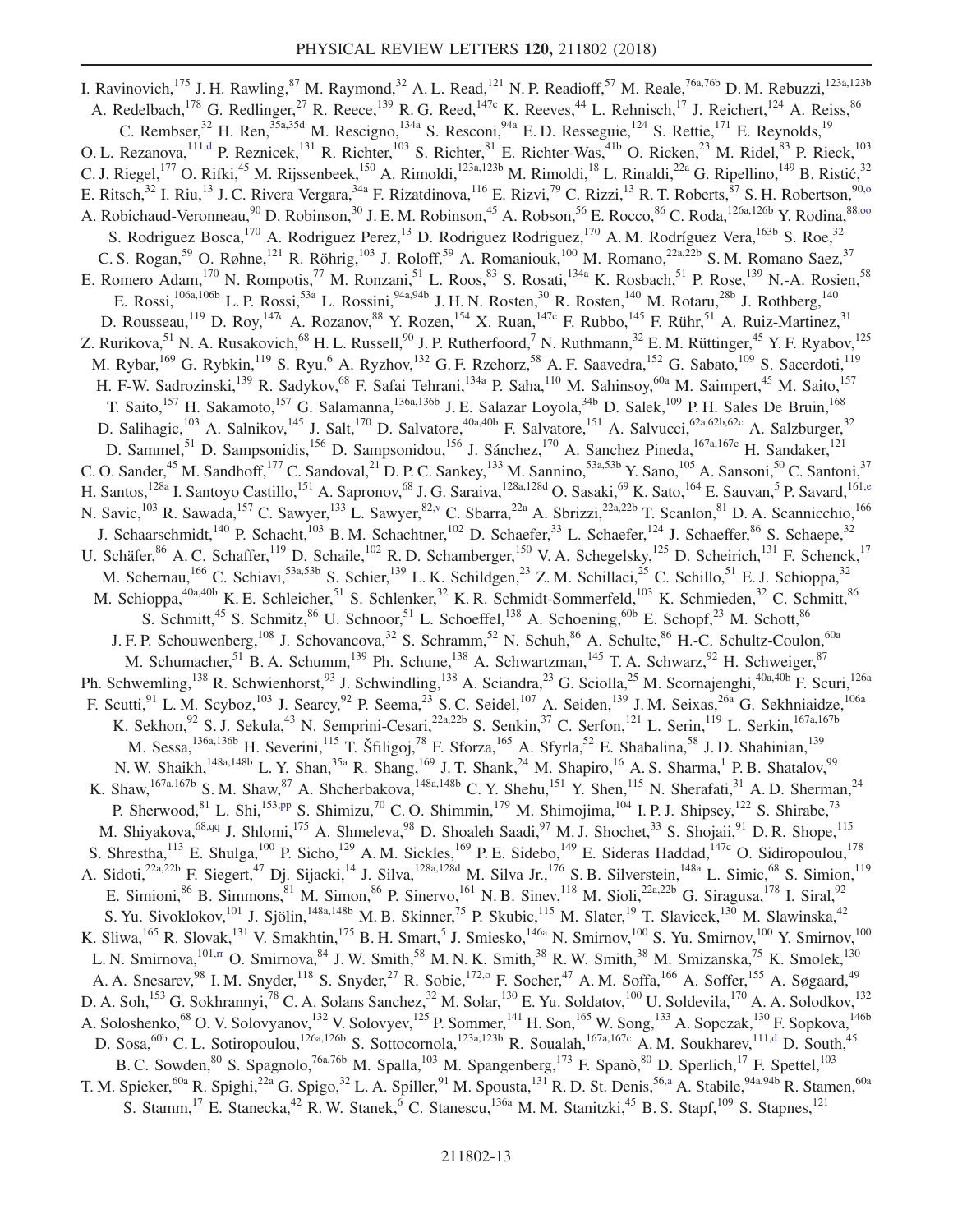I. Ravinovich,[175] J. H. Rawling,[87] M. Raymond,[32] A. L. Read,[121] N. P. Readioff,[57] M. Reale,[76a,76b] D. M. Rebuzzi,[123a,123b] A. Redelbach,[178] G. Redlinger,[27] R. Reece,[139] R. G. Reed,[147c] K. Reeves,[44] L. Rehnisch,[17] J. Reichert,[124] A. Reiss,[86] C. Rembser,[32] H. Ren,[35a,35d] M. Rescigno,[134a] S. Resconi,[94a] E. D. Resseguie,[124] S. Rettie,[171] E. Reynolds,[19] O. L. Rezanova,[111,d] P. Reznicek,[131] R. Richter,[103] S. Richter,[81] E. Richter-Was,[41b] O. Ricken,[23] M. Ridel,[83] P. Rieck,[103] C. J. Riegel,[177] O. Rifki,[45] M. Rijssenbeek,[150] A. Rimoldi,[123a,123b] M. Rimoldi,[18] L. Rinaldi,[22a] G. Ripellino,[149] B. Ristić,[32] E. Ritsch,[32] I. Riu,[13] J. C. Rivera Vergara,[34a] F. Rizatdinova,[116] E. Rizvi,[79] C. Rizzi,[13] R. T. Roberts,[87] S. H. Robertson,[90,o] A. Robichaud-Veronneau,[90] D. Robinson,[30] J. E. M. Robinson,[45] A. Robson,[56] E. Rocco,[86] C. Roda,[126a,126b] Y. Rodina,[88,oo] S. Rodriguez Bosca,[170] A. Rodriguez Perez,[13] D. Rodriguez Rodriguez,[170] A. M. Rodríguez Vera,[163b] S. Roe,[32] C. S. Rogan,[59] O. Røhne,[121] R. Röhrig,[103] J. Roloff,[59] A. Romaniouk,[100] M. Romano,[22a,22b] S. M. Romano Saez,[37] E. Romero Adam,[170] N. Rompotis,[77] M. Ronzani,[51] L. Roos,[83] S. Rosati,[134a] K. Rosbach,[51] P. Rose,[139] N.-A. Rosien,[58] E. Rossi,[106a,106b] L. P. Rossi,[53a] L. Rossini,[94a,94b] J. H. N. Rosten,[30] R. Rosten,[140] M. Rotaru,[28b] J. Rothberg,[140] D. Rousseau,[119] D. Roy,[147c] A. Rozanov,[88] Y. Rozen,[154] X. Ruan,[147c] F. Rubbo,[145] F. Rühr,[51] A. Ruiz-Martinez,[31] Z. Rurikova,[51] N. A. Rusakovich,[68] H. L. Russell,[90] J. P. Rutherfoord,[7] N. Ruthmann,[32] E. M. Rüttinger,[45] Y. F. Ryabov,[125] M. Rybar,[169] G. Rybkin,[119] S. Ryu,[6] A. Ryzhov,[132] G. F. Rzehorz,[58] A. F. Saavedra,[152] G. Sabato,[109] S. Sacerdoti,[119] H. F-W. Sadrozinski,[139] R. Sadykov,[68] F. Safai Tehrani,[134a] P. Saha,[110] M. Sahinsoy,[60a] M. Saimpert,[45] M. Saito,[157] T. Saito,[157] H. Sakamoto,[157] G. Salamanna,[136a,136b] J. E. Salazar Loyola,[34b] D. Salek,[109] P. H. Sales De Bruin,[168] D. Salihagic,[103] A. Salnikov,[145] J. Salt,[170] D. Salvatore,[40a,40b] F. Salvatore,[151] A. Salvucci,[62a,62b,62c] A. Salzburger,[32] D. Sammel,[51] D. Sampsonidis,[156] D. Sampsonidou,[156] J. Sánchez,[170] A. Sanchez Pineda,[167a,167c] H. Sandaker,[121] C. O. Sander,[45] M. Sandhoff,[177] C. Sandoval,[21] D. P. C. Sankey,[133] M. Sannino,[53a,53b] Y. Sano,[105] A. Sansoni,[50] C. Santoni,[37] H. Santos,[128a] I. Santoyo Castillo,[151] A. Sapronov,[68] J. G. Saraiva,[128a,128d] O. Sasaki,[69] K. Sato,[164] E. Sauvan,[5] P. Savard,[161,e] N. Savic,[103] R. Sawada,[157] C. Sawyer,[133] L. Sawyer,[82,v] C. Sbarra,[22a] A. Sbrizzi,[22a,22b] T. Scanlon,[81] D. A. Scannicchio,[166] J. Schaarschmidt,[140] P. Schacht,[103] B. M. Schachtner,[102] D. Schaefer,[33] L. Schaefer,[124] J. Schaeffer,[86] S. Schaepe,[32] U. Schäfer,[86] A. C. Schaffer,[119] D. Schaile,[102] R. D. Schamberger,[150] V. A. Schegelsky,[125] D. Scheirich,[131] F. Schenck,[17] M. Schernau,[166] C. Schiavi,[53a,53b] S. Schier,[139] L. K. Schildgen,[23] Z. M. Schillaci,[25] C. Schillo,[51] E. J. Schioppa,[32] M. Schioppa,[40a,40b] K. E. Schleicher,[51] S. Schlenker,[32] K. R. Schmidt-Sommerfeld,[103] K. Schmieden,[32] C. Schmitt,[86] S. Schmitt,[45] S. Schmitz,[86] U. Schnoor,[51] L. Schoeffel,[138] A. Schoening,[60b] E. Schopf,[23] M. Schott,[86] J. F. P. Schouwenberg,[108] J. Schovancova,[32] S. Schramm,[52] N. Schuh,[86] A. Schulte,[86] H.-C. Schultz-Coulon,[60a] M. Schumacher,[51] B. A. Schumm,[139] Ph. Schune,[138] A. Schwartzman,[145] T. A. Schwarz,[92] H. Schweiger,[87] Ph. Schwemling,[138] R. Schwienhorst,[93] J. Schwindling,[138] A. Sciandra,[23] G. Sciolla,[25] M. Scornajenghi,[40a,40b] F. Scuri,[126a] F. Scutti,[91] L. M. Scyboz,[103] J. Searcy,[92] P. Seema,[23] S. C. Seidel,[107] A. Seiden,[139] J. M. Seixas,[26a] G. Sekhniaidze,[106a] K. Sekhon,[92] S. J. Sekula,[43] N. Semprini-Cesari,[22a,22b] S. Senkin,[37] C. Serfon,[121] L. Serin,[119] L. Serkin,[167a,167b] M. Sessa,[136a,136b] H. Severini,[115] T. Šfiligoj,[78] F. Sforza,[165] A. Sfyrla,[52] E. Shabalina,[58] J. D. Shahinian,[139] N. W. Shaikh,[148a,148b] L. Y. Shan,[35a] R. Shang,[169] J. T. Shank,[24] M. Shapiro,[16] A. S. Sharma,[1] P. B. Shatalov,[99] K. Shaw,[167a,167b] S. M. Shaw,[87] A. Shcherbakova,[148a,148b] C. Y. Shehu,[151] Y. Shen,[115] N. Sherafati,[31] A. D. Sherman,[24] P. Sherwood,[81] L. Shi,[153,pp] S. Shimizu,[70] C. O. Shimmin,[179] M. Shimojima,[104] I. P. J. Shipsey,[122] S. Shirabe,[73] M. Shiyakova,[68,qq] J. Shlomi,[175] A. Shmeleva,[98] D. Shoaleh Saadi,[97] M. J. Shochet,[33] S. Shojaii,[91] D. R. Shope,[115] S. Shrestha,[113] E. Shulga,[100] P. Sicho,[129] A. M. Sickles,[169] P. E. Sidebo,[149] E. Sideras Haddad,[147c] O. Sidiropoulou,[178] A. Sidoti,[22a,22b] F. Siegert,[47] Dj. Sijacki,[14] J. Silva,[128a,128d] M. Silva Jr.,[176] S. B. Silverstein,[148a] L. Simic,[68] S. Simion,[119] E. Simioni,[86] B. Simmons,[81] M. Simon,[86] P. Sinervo,[161] N. B. Sinev,[118] M. Sioli,[22a,22b] G. Siragusa,[178] I. Siral,[92] S. Yu. Sivoklokov,[101] J. Sjölin,[148a,148b] M. B. Skinner,[75] P. Skubic,[115] M. Slater,[19] T. Slavicek,[130] M. Slawinska,[42] K. Sliwa,[165] R. Slovak,[131] V. Smakhtin,[175] B. H. Smart,[5] J. Smiesko,[146a] N. Smirnov,[100] S. Yu. Smirnov,[100] Y. Smirnov,[100] L. N. Smirnova,[101,rr] O. Smirnova,[84] J. W. Smith,[58] M. N. K. Smith,[38] R. W. Smith,[38] M. Smizanska,[75] K. Smolek,[130] A. A. Snesarev,[98] I. M. Snyder,[118] S. Snyder,[27] R. Sobie,[172,o] F. Socher,[47] A. M. Soffa,[166] A. Soffer,[155] A. Søgaard,[49] D. A. Soh,[153] G. Sokhrannyi,[78] C. A. Solans Sanchez,[32] M. Solar,[130] E. Yu. Soldatov,[100] U. Soldevila,[170] A. A. Solodkov,[132] A. Soloshenko,[68] O. V. Solovyanov,[132] V. Solovyev,[125] P. Sommer,[141] H. Son,[165] W. Song,[133] A. Sopczak,[130] F. Sopkova,[146b] D. Sosa,[60b] C. L. Sotiropoulou,[126a,126b] S. Sottocornola,[123a,123b] R. Soualah,[167a,167c] A. M. Soukharev,[111,d] D. South,[45] B. C. Sowden,[80] S. Spagnolo,[76a,76b] M. Spalla,[103] M. Spangenberg,[173] F. Spanò,[80] D. Sperlich,[17] F. Spettel,[103] T. M. Spieker,[60a] R. Spighi,[22a] G. Spigo,[32] L. A. Spiller,[91] M. Spousta,[131] R. D. St. Denis,[56,a] A. Stabile,[94a,94b] R. Stamen,[60a] S. Stamm,[17] E. Stanecka,[42] R. W. Stanek,[6] C. Stanescu,[136a] M. M. Stanitzki,[45] B. S. Stapf,[109] S. Stapnes,[121]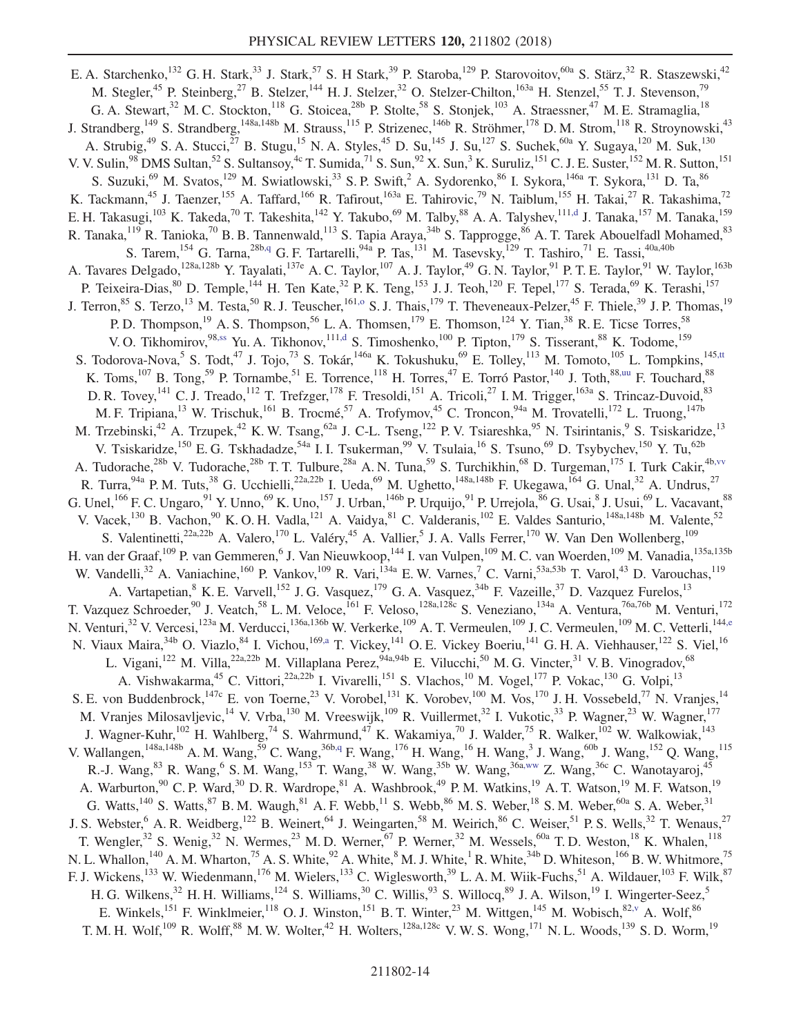E. A. Starchenko,[132] G. H. Stark,[33] J. Stark,[57] S. H Stark,[39] P. Staroba,[129] P. Starovoitov,[60a] S. Stärz,[32] R. Staszewski,[42] M. Stegler,[45] P. Steinberg,[27] B. Stelzer,[144] H. J. Stelzer,[32] O. Stelzer-Chilton,[163a] H. Stenzel,[55] T. J. Stevenson,[79] G. A. Stewart,[32] M. C. Stockton,[118] G. Stoicea,[28b] P. Stolte,[58] S. Stonjek,[103] A. Straessner,[47] M. E. Stramaglia,[18] J. Strandberg,[149] S. Strandberg,[148a,148b] M. Strauss,[115] P. Strizenec,[146b] R. Ströhmer,[178] D. M. Strom,[118] R. Stroynowski,[43] A. Strubig,[49] S. A. Stucci,[27] B. Stugu,[15] N. A. Styles,[45] D. Su,[145] J. Su,[127] S. Suchek,[60a] Y. Sugaya,[120] M. Suk,[130] V. V. Sulin,[98] DMS Sultan,[52] S. Sultansoy,[4c] T. Sumida,[71] S. Sun,[92] X. Sun,[3] K. Suruliz,[151] C. J. E. Suster,[152] M. R. Sutton,[151] S. Suzuki,[69] M. Svatos,[129] M. Swiatlowski,[33] S. P. Swift,[2] A. Sydorenko,[86] I. Sykora,[146a] T. Sykora,[131] D. Ta,[86] K. Tackmann,[45] J. Taenzer,[155] A. Taffard,[166] R. Tafirout,[163a] E. Tahirovic,[79] N. Taiblum,[155] H. Takai,[27] R. Takashima,[72] E. H. Takasugi,[103] K. Takeda,[70] T. Takeshita,[142] Y. Takubo,[69] M. Talby,[88] A. A. Talyshev,[111,d] J. Tanaka,[157] M. Tanaka,[159] R. Tanaka,[119] R. Tanioka,[70] B. B. Tannenwald,[113] S. Tapia Araya,[34b] S. Tapprogge,[86] A. T. Tarek Abouelfadl Mohamed,[83] S. Tarem,[154] G. Tarna,[28b,q] G. F. Tartarelli,[94a] P. Tas,[131] M. Tasevsky,[129] T. Tashiro,[71] E. Tassi,[40a,40b] A. Tavares Delgado,[128a,128b] Y. Tayalati,[137e] A. C. Taylor,[107] A. J. Taylor,[49] G. N. Taylor,[91] P. T. E. Taylor,[91] W. Taylor,[163b] P. Teixeira-Dias,[80] D. Temple,[144] H. Ten Kate,[32] P. K. Teng,[153] J. J. Teoh,[120] F. Tepel,[177] S. Terada,[69] K. Terashi,[157] J. Terron,[85] S. Terzo,[13] M. Testa,[50] R. J. Teuscher,[161,o] S. J. Thais,[179] T. Theveneaux-Pelzer,[45] F. Thiele,[39] J. P. Thomas,[19] P. D. Thompson,[19] A. S. Thompson,[56] L. A. Thomsen,[179] E. Thomson,[124] Y. Tian,[38] R. E. Ticse Torres,[58] V. O. Tikhomirov,[98,ss] Yu. A. Tikhonov,[111,d] S. Timoshenko,[100] P. Tipton,[179] S. Tisserant,[88] K. Todome,[159] S. Todorova-Nova,[5] S. Todt,[47] J. Tojo,[73] S. Tokár,[146a] K. Tokushuku,[69] E. Tolley,[113] M. Tomoto,[105] L. Tompkins,[145,tt] K. Toms,[107] B. Tong,[59] P. Tornambe,[51] E. Torrence,[118] H. Torres,[47] E. Torró Pastor,[140] J. Toth,[88,uu] F. Touchard,[88] D. R. Tovey,[141] C. J. Treado,[112] T. Trefzger,[178] F. Tresoldi,[151] A. Tricoli,[27] I. M. Trigger,[163a] S. Trincaz-Duvoid,[83] M. F. Tripiana,[13] W. Trischuk,[161] B. Trocmé,[57] A. Trofymov,[45] C. Troncon,[94a] M. Trovatelli,[172] L. Truong,[147b] M. Trzebinski,[42] A. Trzupek,[42] K. W. Tsang,[62a] J. C-L. Tseng,[122] P. V. Tsiareshka,[95] N. Tsirintanis,[9] S. Tsiskaridze,[13] V. Tsiskaridze,[150] E. G. Tskhadadze,[54a] I. I. Tsukerman,[99] V. Tsulaia,[16] S. Tsuno,[69] D. Tsybychev,[150] Y. Tu,[62b] A. Tudorache,[28b] V. Tudorache,[28b] T. T. Tulbure,[28a] A. N. Tuna,[59] S. Turchikhin,[68] D. Turgeman,[175] I. Turk Cakir,[4b,vv] R. Turra,[94a] P. M. Tuts,[38] G. Ucchielli,[22a,22b] I. Ueda,[69] M. Ughetto,[148a,148b] F. Ukegawa,[164] G. Unal,[32] A. Undrus,[27] G. Unel,[166] F. C. Ungaro,[91] Y. Unno,[69] K. Uno,[157] J. Urban,[146b] P. Urquijo,[91] P. Urrejola,[86] G. Usai,[8] J. Usui,[69] L. Vacavant,[88] V. Vacek,[130] B. Vachon,[90] K. O. H. Vadla,[121] A. Vaidya,[81] C. Valderanis,[102] E. Valdes Santurio,[148a,148b] M. Valente,[52] S. Valentinetti,[22a,22b] A. Valero,[170] L. Valéry,[45] A. Vallier,[5] J. A. Valls Ferrer,[170] W. Van Den Wollenberg,[109] H. van der Graaf,[109] P. van Gemmeren,[6] J. Van Nieuwkoop,[144] I. van Vulpen,[109] M. C. van Woerden,[109] M. Vanadia,[135a,135b] W. Vandelli,[32] A. Vaniachine,[160] P. Vankov,[109] R. Vari,[134a] E. W. Varnes,[7] C. Varni,[53a,53b] T. Varol,[43] D. Varouchas,[119] A. Vartapetian,[8] K. E. Varvell,[152] J. G. Vasquez,[179] G. A. Vasquez,[34b] F. Vazeille,[37] D. Vazquez Furelos,[13] T. Vazquez Schroeder,[90] J. Veatch,[58] L. M. Veloce,[161] F. Veloso,[128a,128c] S. Veneziano,[134a] A. Ventura,[76a,76b] M. Venturi,[172] N. Venturi,[32] V. Vercesi,[123a] M. Verducci,[136a,136b] W. Verkerke,[109] A. T. Vermeulen,[109] J. C. Vermeulen,[109] M. C. Vetterli,[144,e] N. Viaux Maira,[34b] O. Viazlo,[84] I. Vichou,[169,a] T. Vickey,[141] O. E. Vickey Boeriu,[141] G. H. A. Viehhauser,[122] S. Viel,[16] L. Vigani,[122] M. Villa,[22a,22b] M. Villaplana Perez,[94a,94b] E. Vilucchi,[50] M. G. Vincter,[31] V. B. Vinogradov,[68] A. Vishwakarma,[45] C. Vittori,[22a,22b] I. Vivarelli,[151] S. Vlachos,[10] M. Vogel,[177] P. Vokac,[130] G. Volpi,[13] S. E. von Buddenbrock,[147c] E. von Toerne,[23] V. Vorobel,[131] K. Vorobev,[100] M. Vos,[170] J. H. Vossebeld,[77] N. Vranjes,[14] M. Vranjes Milosavljevic,[14] V. Vrba,[130] M. Vreeswijk,[109] R. Vuillermet,[32] I. Vukotic,[33] P. Wagner,[23] W. Wagner,[177] J. Wagner-Kuhr,[102] H. Wahlberg,[74] S. Wahrmund,[47] K. Wakamiya,[70] J. Walder,[75] R. Walker,[102] W. Walkowiak,[143] V. Wallangen,[148a,148b] A. M. Wang,[59] C. Wang,[36b,q] F. Wang,[176] H. Wang,[16] H. Wang,[3] J. Wang,[60b] J. Wang,[152] Q. Wang,[115] R.-J. Wang,[83] R. Wang,[6] S. M. Wang,[153] T. Wang,[38] W. Wang,[35b] W. Wang,[36a,ww] Z. Wang,[36c] C. Wanotayaroj,[45] A. Warburton,[90] C. P. Ward,[30] D. R. Wardrope,[81] A. Washbrook,[49] P. M. Watkins,[19] A. T. Watson,[19] M. F. Watson,[19] G. Watts,[140] S. Watts,[87] B. M. Waugh,[81] A. F. Webb,[11] S. Webb,[86] M. S. Weber,[18] S. M. Weber,[60a] S. A. Weber,[31] J. S. Webster,[6] A. R. Weidberg,[122] B. Weinert,[64] J. Weingarten,[58] M. Weirich,[86] C. Weiser,[51] P. S. Wells,[32] T. Wenaus,[27] T. Wengler,[32] S. Wenig,[32] N. Wermes,[23] M. D. Werner,[67] P. Werner,[32] M. Wessels,[60a] T. D. Weston,[18] K. Whalen,[118] N. L. Whallon,[140] A. M. Wharton,[75] A. S. White,[92] A. White,[8] M. J. White,[1] R. White,[34b] D. Whiteson,[166] B. W. Whitmore,[75] F. J. Wickens,[133] W. Wiedenmann,[176] M. Wielers,[133] C. Wiglesworth,[39] L. A. M. Wiik-Fuchs,[51] A. Wildauer,[103] F. Wilk,[87] H. G. Wilkens,[32] H. H. Williams,[124] S. Williams,[30] C. Willis,[93] S. Willocq,[89] J. A. Wilson,[19] I. Wingerter-Seez,[5] E. Winkels,[151] F. Winklmeier,[118] O. J. Winston,[151] B. T. Winter,[23] M. Wittgen,[145] M. Wobisch,[82,v] A. Wolf,[86] T. M. H. Wolf,[109] R. Wolff,[88] M. W. Wolter,[42] H. Wolters,[128a,128c] V. W. S. Wong,[171] N. L. Woods,[139] S. D. Worm,[19]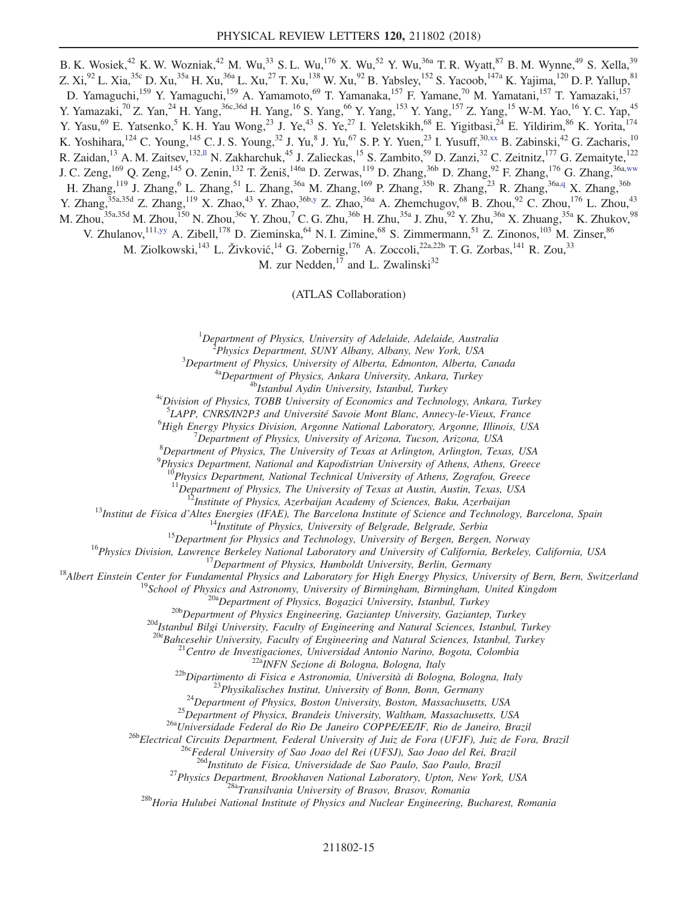B. K. Wosiek,[42] K. W. Wozniak,[42] M. Wu,[33] S. L. Wu,[176] X. Wu,[52] Y. Wu,[36a] T. R. Wyatt,[87] B. M. Wynne,[49] S. Xella,[39] Z. Xi,[92] L. Xia,[35c] D. Xu,[35a] H. Xu,[36a] L. Xu,[27] T. Xu,[138] W. Xu,[92] B. Yabsley,[152] S. Yacoob,[147a] K. Yajima,[120] D. P. Yallup,[81] D. Yamaguchi,[159] Y. Yamaguchi,[159] A. Yamamoto,[69] T. Yamanaka,[157] F. Yamane,[70] M. Yamatani,[157] T. Yamazaki,[157] Y. Yamazaki,[70] Z. Yan,[24] H. Yang,[36c,36d] H. Yang,[16] S. Yang,[66] Y. Yang,[153] Y. Yang,[157] Z. Yang,[15] W-M. Yao,[16] Y. C. Yap,[45] Y. Yasu,[69] E. Yatsenko,[5] K. H. Yau Wong,[23] J. Ye,[43] S. Ye,[27] I. Yeletskikh,[68] E. Yigitbasi,[24] E. Yildirim,[86] K. Yorita,[174] K. Yoshihara,[124] C. Young,[145] C. J. S. Young,[32] J. Yu,[8] J. Yu,[67] S. P. Y. Yuen,[23] I. Yusuff,[30,xx] B. Zabinski,[42] G. Zacharis,[10] R. Zaidan,[13] A. M. Zaitsev,[132,ll] N. Zakharchuk,[45] J. Zalieckas,[15] S. Zambito,[59] D. Zanzi,[32] C. Zeitnitz,[177] G. Zemaityte,[122] J. C. Zeng,[169] Q. Zeng,[145] O. Zenin,[132] T. Ženiš,[146a] D. Zerwas,[119] D. Zhang,[36b] D. Zhang,[92] F. Zhang,[176] G. Zhang,[36a,ww] H. Zhang,[119] J. Zhang,[6] L. Zhang,[51] L. Zhang,[36a] M. Zhang,[169] P. Zhang,[35b] R. Zhang,[23] R. Zhang,[36a,q] X. Zhang,[36b] Y. Zhang,[35a,35d] Z. Zhang,[119] X. Zhao,[43] Y. Zhao,[36b,y] Z. Zhao,[36a] A. Zhemchugov,[68] B. Zhou,[92] C. Zhou,[176] L. Zhou,[43] M. Zhou,[35a,35d] M. Zhou,[150] N. Zhou,[36c] Y. Zhou,[7] C. G. Zhu,[36b] H. Zhu,[35a] J. Zhu,[92] Y. Zhu,[36a] X. Zhuang,[35a] K. Zhukov,[98] V. Zhulanov,[111,yy] A. Zibell,[178] D. Zieminska,[64] N. I. Zimine,[68] S. Zimmermann,[51] Z. Zinonos,[103] M. Zinser,[86] M. Ziolkowski,[143] L. Živković,[14] G. Zobernig,[176] A. Zoccoli,[22a,22b] T. G. Zorbas,[141] R. Zou,[33] M. zur Nedden,[17] and L. Zwalinski[32]

(ATLAS Collaboration)

[1] *Department of Physics, University of Adelaide, Adelaide, Australia*
[2] *Physics Department, SUNY Albany, Albany, New York, USA*
[3] *Department of Physics, University of Alberta, Edmonton, Alberta, Canada*
[4a] *Department of Physics, Ankara University, Ankara, Turkey*
[4b] *Istanbul Aydin University, Istanbul, Turkey*
[4c] *Division of Physics, TOBB University of Economics and Technology, Ankara, Turkey*
[5] *LAPP, CNRS/IN2P3 and Université Savoie Mont Blanc, Annecy-le-Vieux, France*
[6] *High Energy Physics Division, Argonne National Laboratory, Argonne, Illinois, USA*
[7] *Department of Physics, University of Arizona, Tucson, Arizona, USA*
[8] *Department of Physics, The University of Texas at Arlington, Arlington, Texas, USA*
[9] *Physics Department, National and Kapodistrian University of Athens, Athens, Greece*
[10] *Physics Department, National Technical University of Athens, Zografou, Greece*
[11] *Department of Physics, The University of Texas at Austin, Austin, Texas, USA*
[12] *Institute of Physics, Azerbaijan Academy of Sciences, Baku, Azerbaijan*
[13] *Institut de Física d'Altes Energies (IFAE), The Barcelona Institute of Science and Technology, Barcelona, Spain*
[14] *Institute of Physics, University of Belgrade, Belgrade, Serbia*
[15] *Department for Physics and Technology, University of Bergen, Bergen, Norway*
[16] *Physics Division, Lawrence Berkeley National Laboratory and University of California, Berkeley, California, USA*
[17] *Department of Physics, Humboldt University, Berlin, Germany*
[18] *Albert Einstein Center for Fundamental Physics and Laboratory for High Energy Physics, University of Bern, Bern, Switzerland*
[19] *School of Physics and Astronomy, University of Birmingham, Birmingham, United Kingdom*
[20a] *Department of Physics, Bogazici University, Istanbul, Turkey*
[20b] *Department of Physics Engineering, Gaziantep University, Gaziantep, Turkey*
[20d] *Istanbul Bilgi University, Faculty of Engineering and Natural Sciences, Istanbul, Turkey*
[20e] *Bahcesehir University, Faculty of Engineering and Natural Sciences, Istanbul, Turkey*
[21] *Centro de Investigaciones, Universidad Antonio Narino, Bogota, Colombia*
[22a] *INFN Sezione di Bologna, Bologna, Italy*
[22b] *Dipartimento di Fisica e Astronomia, Università di Bologna, Bologna, Italy*
[23] *Physikalisches Institut, University of Bonn, Bonn, Germany*
[24] *Department of Physics, Boston University, Boston, Massachusetts, USA*
[25] *Department of Physics, Brandeis University, Waltham, Massachusetts, USA*
[26a] *Universidade Federal do Rio De Janeiro COPPE/EE/IF, Rio de Janeiro, Brazil*
[26b] *Electrical Circuits Department, Federal University of Juiz de Fora (UFJF), Juiz de Fora, Brazil*
[26c] *Federal University of Sao Joao del Rei (UFSJ), Sao Joao del Rei, Brazil*
[26d] *Instituto de Fisica, Universidade de Sao Paulo, Sao Paulo, Brazil*
[27] *Physics Department, Brookhaven National Laboratory, Upton, New York, USA*
[28a] *Transilvania University of Brasov, Brasov, Romania*
[28b] *Horia Hulubei National Institute of Physics and Nuclear Engineering, Bucharest, Romania*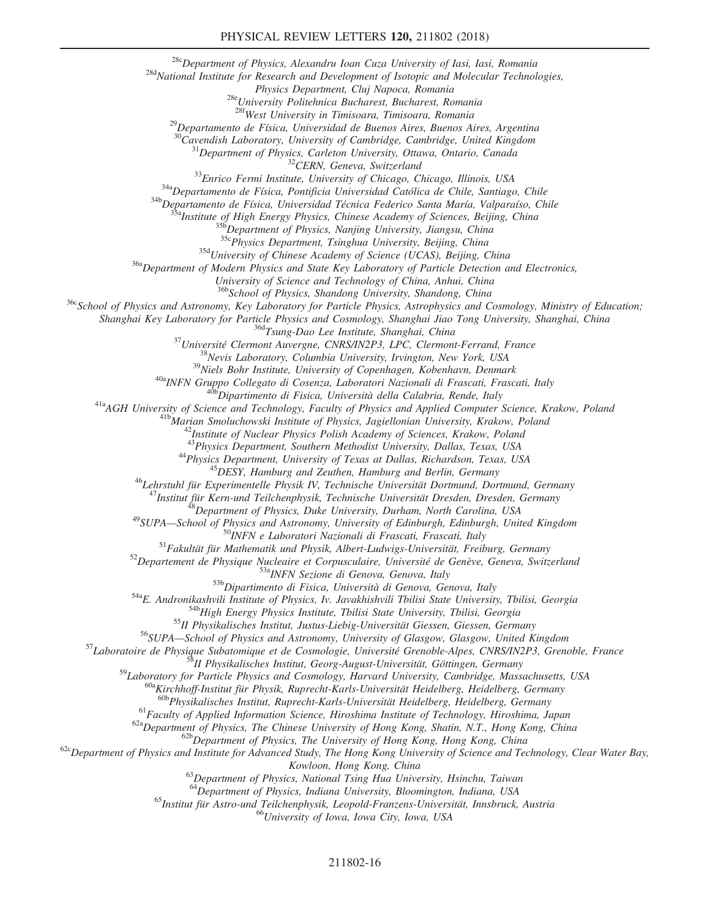[28c]Department of Physics, Alexandru Ioan Cuza University of Iasi, Iasi, Romania

[28d]National Institute for Research and Development of Isotopic and Molecular Technologies, Physics Department, Cluj Napoca, Romania

[28e]University Politehnica Bucharest, Bucharest, Romania

[28f]West University in Timisoara, Timisoara, Romania

[29]Departamento de Física, Universidad de Buenos Aires, Buenos Aires, Argentina

[30]Cavendish Laboratory, University of Cambridge, Cambridge, United Kingdom

[31]Department of Physics, Carleton University, Ottawa, Ontario, Canada

[32]CERN, Geneva, Switzerland

[33]Enrico Fermi Institute, University of Chicago, Chicago, Illinois, USA

[34a]Departamento de Física, Pontificia Universidad Católica de Chile, Santiago, Chile

[34b]Departamento de Física, Universidad Técnica Federico Santa María, Valparaíso, Chile

[35a]Institute of High Energy Physics, Chinese Academy of Sciences, Beijing, China

[35b]Department of Physics, Nanjing University, Jiangsu, China

[35c]Physics Department, Tsinghua University, Beijing, China

[35d]University of Chinese Academy of Science (UCAS), Beijing, China

[36a]Department of Modern Physics and State Key Laboratory of Particle Detection and Electronics, University of Science and Technology of China, Anhui, China

[36b]School of Physics, Shandong University, Shandong, China

[36c]School of Physics and Astronomy, Key Laboratory for Particle Physics, Astrophysics and Cosmology, Ministry of Education; Shanghai Key Laboratory for Particle Physics and Cosmology, Shanghai Jiao Tong University, Shanghai, China

[36d]Tsung-Dao Lee Institute, Shanghai, China

[37]Université Clermont Auvergne, CNRS/IN2P3, LPC, Clermont-Ferrand, France

[38]Nevis Laboratory, Columbia University, Irvington, New York, USA

[39]Niels Bohr Institute, University of Copenhagen, Kobenhavn, Denmark

[40a]INFN Gruppo Collegato di Cosenza, Laboratori Nazionali di Frascati, Frascati, Italy

[40b]Dipartimento di Fisica, Università della Calabria, Rende, Italy

[41a]AGH University of Science and Technology, Faculty of Physics and Applied Computer Science, Krakow, Poland

[41b]Marian Smoluchowski Institute of Physics, Jagiellonian University, Krakow, Poland

[42]Institute of Nuclear Physics Polish Academy of Sciences, Krakow, Poland

[43]Physics Department, Southern Methodist University, Dallas, Texas, USA

[44]Physics Department, University of Texas at Dallas, Richardson, Texas, USA

[45]DESY, Hamburg and Zeuthen, Hamburg and Berlin, Germany

[46]Lehrstuhl für Experimentelle Physik IV, Technische Universität Dortmund, Dortmund, Germany

[47]Institut für Kern-und Teilchenphysik, Technische Universität Dresden, Dresden, Germany

[48]Department of Physics, Duke University, Durham, North Carolina, USA

[49]SUPA—School of Physics and Astronomy, University of Edinburgh, Edinburgh, United Kingdom

[50]INFN e Laboratori Nazionali di Frascati, Frascati, Italy

[51]Fakultät für Mathematik und Physik, Albert-Ludwigs-Universität, Freiburg, Germany

[52]Departement de Physique Nucleaire et Corpusculaire, Université de Genève, Geneva, Switzerland

[53a]INFN Sezione di Genova, Genova, Italy

[53b]Dipartimento di Fisica, Università di Genova, Genova, Italy

[54a]E. Andronikashvili Institute of Physics, Iv. Javakhishvili Tbilisi State University, Tbilisi, Georgia

[54b]High Energy Physics Institute, Tbilisi State University, Tbilisi, Georgia

[55]II Physikalisches Institut, Justus-Liebig-Universität Giessen, Giessen, Germany

[56]SUPA—School of Physics and Astronomy, University of Glasgow, Glasgow, United Kingdom

[57]Laboratoire de Physique Subatomique et de Cosmologie, Université Grenoble-Alpes, CNRS/IN2P3, Grenoble, France

[58]II Physikalisches Institut, Georg-August-Universität, Göttingen, Germany

[59]Laboratory for Particle Physics and Cosmology, Harvard University, Cambridge, Massachusetts, USA

[60a]Kirchhoff-Institut für Physik, Ruprecht-Karls-Universität Heidelberg, Heidelberg, Germany

[60b]Physikalisches Institut, Ruprecht-Karls-Universität Heidelberg, Heidelberg, Germany

[61]Faculty of Applied Information Science, Hiroshima Institute of Technology, Hiroshima, Japan

[62a]Department of Physics, The Chinese University of Hong Kong, Shatin, N.T., Hong Kong, China

[62b]Department of Physics, The University of Hong Kong, Hong Kong, China

[62c]Department of Physics and Institute for Advanced Study, The Hong Kong University of Science and Technology, Clear Water Bay, Kowloon, Hong Kong, China

[63]Department of Physics, National Tsing Hua University, Hsinchu, Taiwan

[64]Department of Physics, Indiana University, Bloomington, Indiana, USA

[65]Institut für Astro-und Teilchenphysik, Leopold-Franzens-Universität, Innsbruck, Austria

[66]University of Iowa, Iowa City, Iowa, USA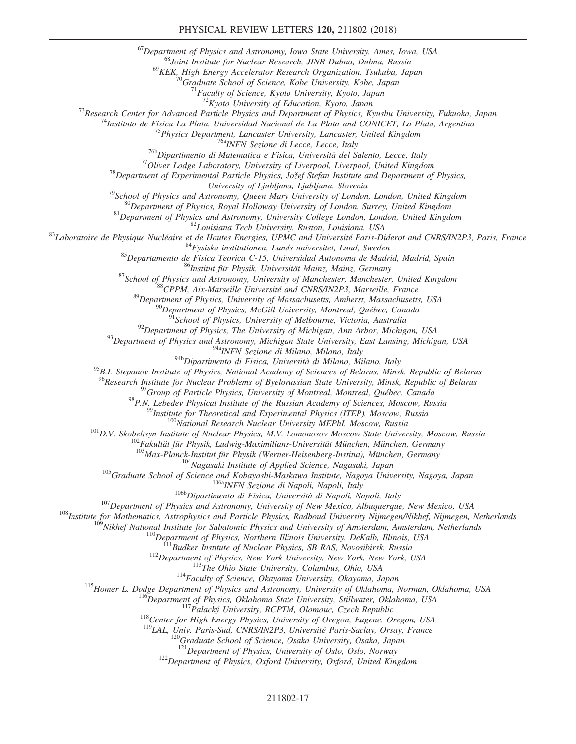[67]Department of Physics and Astronomy, Iowa State University, Ames, Iowa, USA
[68]Joint Institute for Nuclear Research, JINR Dubna, Dubna, Russia
[69]KEK, High Energy Accelerator Research Organization, Tsukuba, Japan
[70]Graduate School of Science, Kobe University, Kobe, Japan
[71]Faculty of Science, Kyoto University, Kyoto, Japan
[72]Kyoto University of Education, Kyoto, Japan
[73]Research Center for Advanced Particle Physics and Department of Physics, Kyushu University, Fukuoka, Japan
[74]Instituto de Física La Plata, Universidad Nacional de La Plata and CONICET, La Plata, Argentina
[75]Physics Department, Lancaster University, Lancaster, United Kingdom
[76a]INFN Sezione di Lecce, Lecce, Italy
[76b]Dipartimento di Matematica e Fisica, Università del Salento, Lecce, Italy
[77]Oliver Lodge Laboratory, University of Liverpool, Liverpool, United Kingdom
[78]Department of Experimental Particle Physics, Jožef Stefan Institute and Department of Physics, University of Ljubljana, Ljubljana, Slovenia
[79]School of Physics and Astronomy, Queen Mary University of London, London, United Kingdom
[80]Department of Physics, Royal Holloway University of London, Surrey, United Kingdom
[81]Department of Physics and Astronomy, University College London, London, United Kingdom
[82]Louisiana Tech University, Ruston, Louisiana, USA
[83]Laboratoire de Physique Nucléaire et de Hautes Energies, UPMC and Université Paris-Diderot and CNRS/IN2P3, Paris, France
[84]Fysiska institutionen, Lunds universitet, Lund, Sweden
[85]Departamento de Fisica Teorica C-15, Universidad Autonoma de Madrid, Madrid, Spain
[86]Institut für Physik, Universität Mainz, Mainz, Germany
[87]School of Physics and Astronomy, University of Manchester, Manchester, United Kingdom
[88]CPPM, Aix-Marseille Université and CNRS/IN2P3, Marseille, France
[89]Department of Physics, University of Massachusetts, Amherst, Massachusetts, USA
[90]Department of Physics, McGill University, Montreal, Québec, Canada
[91]School of Physics, University of Melbourne, Victoria, Australia
[92]Department of Physics, The University of Michigan, Ann Arbor, Michigan, USA
[93]Department of Physics and Astronomy, Michigan State University, East Lansing, Michigan, USA
[94a]INFN Sezione di Milano, Milano, Italy
[94b]Dipartimento di Fisica, Università di Milano, Milano, Italy
[95]B.I. Stepanov Institute of Physics, National Academy of Sciences of Belarus, Minsk, Republic of Belarus
[96]Research Institute for Nuclear Problems of Byelorussian State University, Minsk, Republic of Belarus
[97]Group of Particle Physics, University of Montreal, Montreal, Québec, Canada
[98]P.N. Lebedev Physical Institute of the Russian Academy of Sciences, Moscow, Russia
[99]Institute for Theoretical and Experimental Physics (ITEP), Moscow, Russia
[100]National Research Nuclear University MEPhI, Moscow, Russia
[101]D.V. Skobeltsyn Institute of Nuclear Physics, M.V. Lomonosov Moscow State University, Moscow, Russia
[102]Fakultät für Physik, Ludwig-Maximilians-Universität München, München, Germany
[103]Max-Planck-Institut für Physik (Werner-Heisenberg-Institut), München, Germany
[104]Nagasaki Institute of Applied Science, Nagasaki, Japan
[105]Graduate School of Science and Kobayashi-Maskawa Institute, Nagoya University, Nagoya, Japan
[106a]INFN Sezione di Napoli, Napoli, Italy
[106b]Dipartimento di Fisica, Università di Napoli, Napoli, Italy
[107]Department of Physics and Astronomy, University of New Mexico, Albuquerque, New Mexico, USA
[108]Institute for Mathematics, Astrophysics and Particle Physics, Radboud University Nijmegen/Nikhef, Nijmegen, Netherlands
[109]Nikhef National Institute for Subatomic Physics and University of Amsterdam, Amsterdam, Netherlands
[110]Department of Physics, Northern Illinois University, DeKalb, Illinois, USA
[111]Budker Institute of Nuclear Physics, SB RAS, Novosibirsk, Russia
[112]Department of Physics, New York University, New York, New York, USA
[113]The Ohio State University, Columbus, Ohio, USA
[114]Faculty of Science, Okayama University, Okayama, Japan
[115]Homer L. Dodge Department of Physics and Astronomy, University of Oklahoma, Norman, Oklahoma, USA
[116]Department of Physics, Oklahoma State University, Stillwater, Oklahoma, USA
[117]Palacký University, RCPTM, Olomouc, Czech Republic
[118]Center for High Energy Physics, University of Oregon, Eugene, Oregon, USA
[119]LAL, Univ. Paris-Sud, CNRS/IN2P3, Université Paris-Saclay, Orsay, France
[120]Graduate School of Science, Osaka University, Osaka, Japan
[121]Department of Physics, University of Oslo, Oslo, Norway
[122]Department of Physics, Oxford University, Oxford, United Kingdom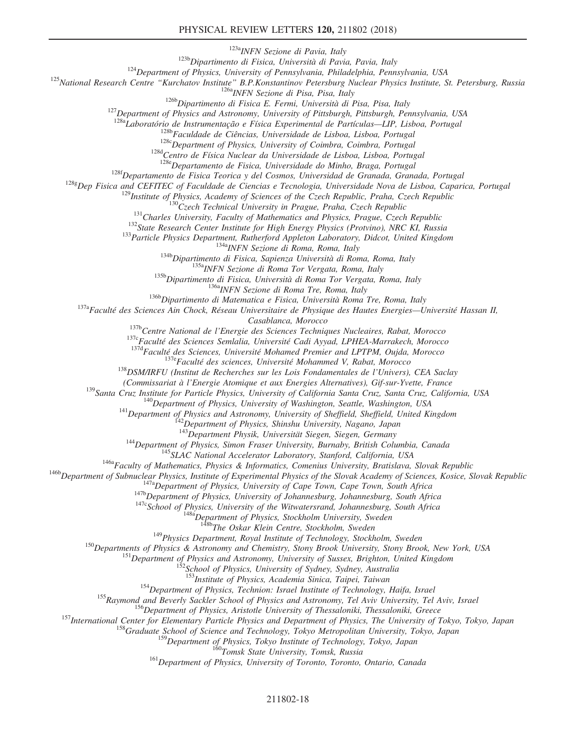[123a]INFN Sezione di Pavia, Italy
[123b]Dipartimento di Fisica, Università di Pavia, Pavia, Italy
[124]Department of Physics, University of Pennsylvania, Philadelphia, Pennsylvania, USA
[125]National Research Centre "Kurchatov Institute" B.P.Konstantinov Petersburg Nuclear Physics Institute, St. Petersburg, Russia
[126a]INFN Sezione di Pisa, Pisa, Italy
[126b]Dipartimento di Fisica E. Fermi, Università di Pisa, Pisa, Italy
[127]Department of Physics and Astronomy, University of Pittsburgh, Pittsburgh, Pennsylvania, USA
[128a]Laboratório de Instrumentação e Física Experimental de Partículas—LIP, Lisboa, Portugal
[128b]Faculdade de Ciências, Universidade de Lisboa, Lisboa, Portugal
[128c]Department of Physics, University of Coimbra, Coimbra, Portugal
[128d]Centro de Física Nuclear da Universidade de Lisboa, Lisboa, Portugal
[128e]Departamento de Fisica, Universidade do Minho, Braga, Portugal
[128f]Departamento de Fisica Teorica y del Cosmos, Universidad de Granada, Granada, Portugal
[128g]Dep Fisica and CEFITEC of Faculdade de Ciencias e Tecnologia, Universidade Nova de Lisboa, Caparica, Portugal
[129]Institute of Physics, Academy of Sciences of the Czech Republic, Praha, Czech Republic
[130]Czech Technical University in Prague, Praha, Czech Republic
[131]Charles University, Faculty of Mathematics and Physics, Prague, Czech Republic
[132]State Research Center Institute for High Energy Physics (Protvino), NRC KI, Russia
[133]Particle Physics Department, Rutherford Appleton Laboratory, Didcot, United Kingdom
[134a]INFN Sezione di Roma, Roma, Italy
[134b]Dipartimento di Fisica, Sapienza Università di Roma, Roma, Italy
[135a]INFN Sezione di Roma Tor Vergata, Roma, Italy
[135b]Dipartimento di Fisica, Università di Roma Tor Vergata, Roma, Italy
[136a]INFN Sezione di Roma Tre, Roma, Italy
[136b]Dipartimento di Matematica e Fisica, Università Roma Tre, Roma, Italy
[137a]Faculté des Sciences Ain Chock, Réseau Universitaire de Physique des Hautes Energies—Université Hassan II, Casablanca, Morocco
[137b]Centre National de l'Energie des Sciences Techniques Nucleaires, Rabat, Morocco
[137c]Faculté des Sciences Semlalia, Université Cadi Ayyad, LPHEA-Marrakech, Morocco
[137d]Faculté des Sciences, Université Mohamed Premier and LPTPM, Oujda, Morocco
[137e]Faculté des sciences, Université Mohammed V, Rabat, Morocco
[138]DSM/IRFU (Institut de Recherches sur les Lois Fondamentales de l'Univers), CEA Saclay (Commissariat à l'Energie Atomique et aux Energies Alternatives), Gif-sur-Yvette, France
[139]Santa Cruz Institute for Particle Physics, University of California Santa Cruz, Santa Cruz, California, USA
[140]Department of Physics, University of Washington, Seattle, Washington, USA
[141]Department of Physics and Astronomy, University of Sheffield, Sheffield, United Kingdom
[142]Department of Physics, Shinshu University, Nagano, Japan
[143]Department Physik, Universität Siegen, Siegen, Germany
[144]Department of Physics, Simon Fraser University, Burnaby, British Columbia, Canada
[145]SLAC National Accelerator Laboratory, Stanford, California, USA
[146a]Faculty of Mathematics, Physics & Informatics, Comenius University, Bratislava, Slovak Republic
[146b]Department of Subnuclear Physics, Institute of Experimental Physics of the Slovak Academy of Sciences, Kosice, Slovak Republic
[147a]Department of Physics, University of Cape Town, Cape Town, South Africa
[147b]Department of Physics, University of Johannesburg, Johannesburg, South Africa
[147c]School of Physics, University of the Witwatersrand, Johannesburg, South Africa
[148a]Department of Physics, Stockholm University, Sweden
[148b]The Oskar Klein Centre, Stockholm, Sweden
[149]Physics Department, Royal Institute of Technology, Stockholm, Sweden
[150]Departments of Physics & Astronomy and Chemistry, Stony Brook University, Stony Brook, New York, USA
[151]Department of Physics and Astronomy, University of Sussex, Brighton, United Kingdom
[152]School of Physics, University of Sydney, Sydney, Australia
[153]Institute of Physics, Academia Sinica, Taipei, Taiwan
[154]Department of Physics, Technion: Israel Institute of Technology, Haifa, Israel
[155]Raymond and Beverly Sackler School of Physics and Astronomy, Tel Aviv University, Tel Aviv, Israel
[156]Department of Physics, Aristotle University of Thessaloniki, Thessaloniki, Greece
[157]International Center for Elementary Particle Physics and Department of Physics, The University of Tokyo, Tokyo, Japan
[158]Graduate School of Science and Technology, Tokyo Metropolitan University, Tokyo, Japan
[159]Department of Physics, Tokyo Institute of Technology, Tokyo, Japan
[160]Tomsk State University, Tomsk, Russia
[161]Department of Physics, University of Toronto, Toronto, Ontario, Canada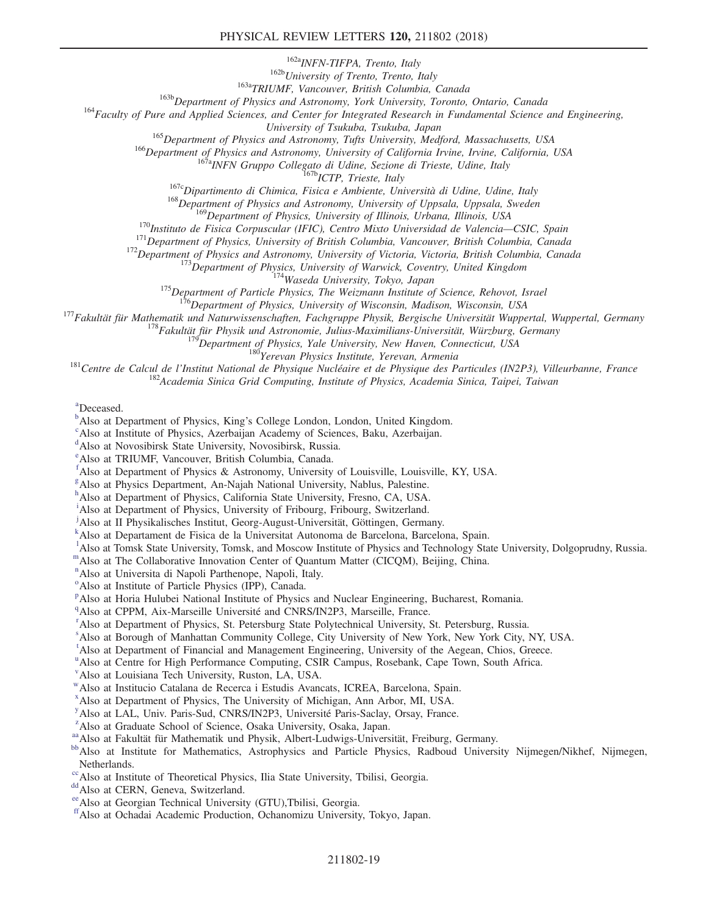[162a]*INFN-TIFPA, Trento, Italy*
[162b]*University of Trento, Trento, Italy*
[163a]*TRIUMF, Vancouver, British Columbia, Canada*
[163b]*Department of Physics and Astronomy, York University, Toronto, Ontario, Canada*
[164]*Faculty of Pure and Applied Sciences, and Center for Integrated Research in Fundamental Science and Engineering, University of Tsukuba, Tsukuba, Japan*
[165]*Department of Physics and Astronomy, Tufts University, Medford, Massachusetts, USA*
[166]*Department of Physics and Astronomy, University of California Irvine, Irvine, California, USA*
[167a]*INFN Gruppo Collegato di Udine, Sezione di Trieste, Udine, Italy*
[167b]*ICTP, Trieste, Italy*
[167c]*Dipartimento di Chimica, Fisica e Ambiente, Università di Udine, Udine, Italy*
[168]*Department of Physics and Astronomy, University of Uppsala, Uppsala, Sweden*
[169]*Department of Physics, University of Illinois, Urbana, Illinois, USA*
[170]*Instituto de Fisica Corpuscular (IFIC), Centro Mixto Universidad de Valencia—CSIC, Spain*
[171]*Department of Physics, University of British Columbia, Vancouver, British Columbia, Canada*
[172]*Department of Physics and Astronomy, University of Victoria, Victoria, British Columbia, Canada*
[173]*Department of Physics, University of Warwick, Coventry, United Kingdom*
[174]*Waseda University, Tokyo, Japan*
[175]*Department of Particle Physics, The Weizmann Institute of Science, Rehovot, Israel*
[176]*Department of Physics, University of Wisconsin, Madison, Wisconsin, USA*
[177]*Fakultät für Mathematik und Naturwissenschaften, Fachgruppe Physik, Bergische Universität Wuppertal, Wuppertal, Germany*
[178]*Fakultät für Physik und Astronomie, Julius-Maximilians-Universität, Würzburg, Germany*
[179]*Department of Physics, Yale University, New Haven, Connecticut, USA*
[180]*Yerevan Physics Institute, Yerevan, Armenia*
[181]*Centre de Calcul de l'Institut National de Physique Nucléaire et de Physique des Particules (IN2P3), Villeurbanne, France*
[182]*Academia Sinica Grid Computing, Institute of Physics, Academia Sinica, Taipei, Taiwan*

[a]Deceased.
[b]Also at Department of Physics, King's College London, London, United Kingdom.
[c]Also at Institute of Physics, Azerbaijan Academy of Sciences, Baku, Azerbaijan.
[d]Also at Novosibirsk State University, Novosibirsk, Russia.
[e]Also at TRIUMF, Vancouver, British Columbia, Canada.
[f]Also at Department of Physics & Astronomy, University of Louisville, Louisville, KY, USA.
[g]Also at Physics Department, An-Najah National University, Nablus, Palestine.
[h]Also at Department of Physics, California State University, Fresno, CA, USA.
[i]Also at Department of Physics, University of Fribourg, Fribourg, Switzerland.
[j]Also at II Physikalisches Institut, Georg-August-Universität, Göttingen, Germany.
[k]Also at Departament de Fisica de la Universitat Autonoma de Barcelona, Barcelona, Spain.
[l]Also at Tomsk State University, Tomsk, and Moscow Institute of Physics and Technology State University, Dolgoprudny, Russia.
[m]Also at The Collaborative Innovation Center of Quantum Matter (CICQM), Beijing, China.
[n]Also at Universita di Napoli Parthenope, Napoli, Italy.
[o]Also at Institute of Particle Physics (IPP), Canada.
[p]Also at Horia Hulubei National Institute of Physics and Nuclear Engineering, Bucharest, Romania.
[q]Also at CPPM, Aix-Marseille Université and CNRS/IN2P3, Marseille, France.
[r]Also at Department of Physics, St. Petersburg State Polytechnical University, St. Petersburg, Russia.
[s]Also at Borough of Manhattan Community College, City University of New York, New York City, NY, USA.
[t]Also at Department of Financial and Management Engineering, University of the Aegean, Chios, Greece.
[u]Also at Centre for High Performance Computing, CSIR Campus, Rosebank, Cape Town, South Africa.
[v]Also at Louisiana Tech University, Ruston, LA, USA.
[w]Also at Institucio Catalana de Recerca i Estudis Avancats, ICREA, Barcelona, Spain.
[x]Also at Department of Physics, The University of Michigan, Ann Arbor, MI, USA.
[y]Also at LAL, Univ. Paris-Sud, CNRS/IN2P3, Université Paris-Saclay, Orsay, France.
[z]Also at Graduate School of Science, Osaka University, Osaka, Japan.
[aa]Also at Fakultät für Mathematik und Physik, Albert-Ludwigs-Universität, Freiburg, Germany.
[bb]Also at Institute for Mathematics, Astrophysics and Particle Physics, Radboud University Nijmegen/Nikhef, Nijmegen, Netherlands.
[cc]Also at Institute of Theoretical Physics, Ilia State University, Tbilisi, Georgia.
[dd]Also at CERN, Geneva, Switzerland.
[ee]Also at Georgian Technical University (GTU),Tbilisi, Georgia.
[ff]Also at Ochadai Academic Production, Ochanomizu University, Tokyo, Japan.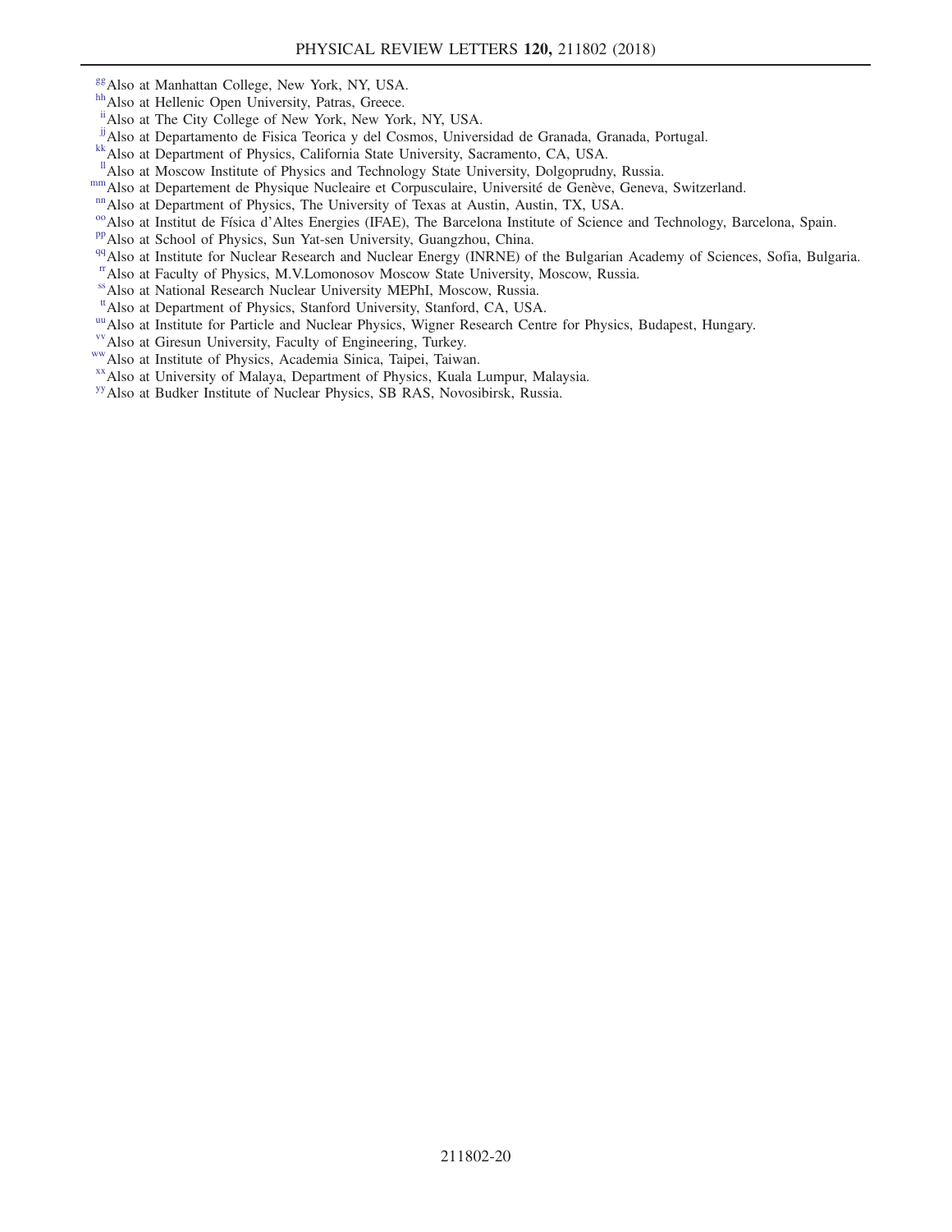[gg]Also at Manhattan College, New York, NY, USA.
[hh]Also at Hellenic Open University, Patras, Greece.
[ii]Also at The City College of New York, New York, NY, USA.
[jj]Also at Departamento de Fisica Teorica y del Cosmos, Universidad de Granada, Granada, Portugal.
[kk]Also at Department of Physics, California State University, Sacramento, CA, USA.
[ll]Also at Moscow Institute of Physics and Technology State University, Dolgoprudny, Russia.
[mm]Also at Departement de Physique Nucleaire et Corpusculaire, Université de Genève, Geneva, Switzerland.
[nn]Also at Department of Physics, The University of Texas at Austin, Austin, TX, USA.
[oo]Also at Institut de Física d'Altes Energies (IFAE), The Barcelona Institute of Science and Technology, Barcelona, Spain.
[pp]Also at School of Physics, Sun Yat-sen University, Guangzhou, China.
[qq]Also at Institute for Nuclear Research and Nuclear Energy (INRNE) of the Bulgarian Academy of Sciences, Sofia, Bulgaria.
[rr]Also at Faculty of Physics, M.V.Lomonosov Moscow State University, Moscow, Russia.
[ss]Also at National Research Nuclear University MEPhI, Moscow, Russia.
[tt]Also at Department of Physics, Stanford University, Stanford, CA, USA.
[uu]Also at Institute for Particle and Nuclear Physics, Wigner Research Centre for Physics, Budapest, Hungary.
[vv]Also at Giresun University, Faculty of Engineering, Turkey.
[ww]Also at Institute of Physics, Academia Sinica, Taipei, Taiwan.
[xx]Also at University of Malaya, Department of Physics, Kuala Lumpur, Malaysia.
[yy]Also at Budker Institute of Nuclear Physics, SB RAS, Novosibirsk, Russia.